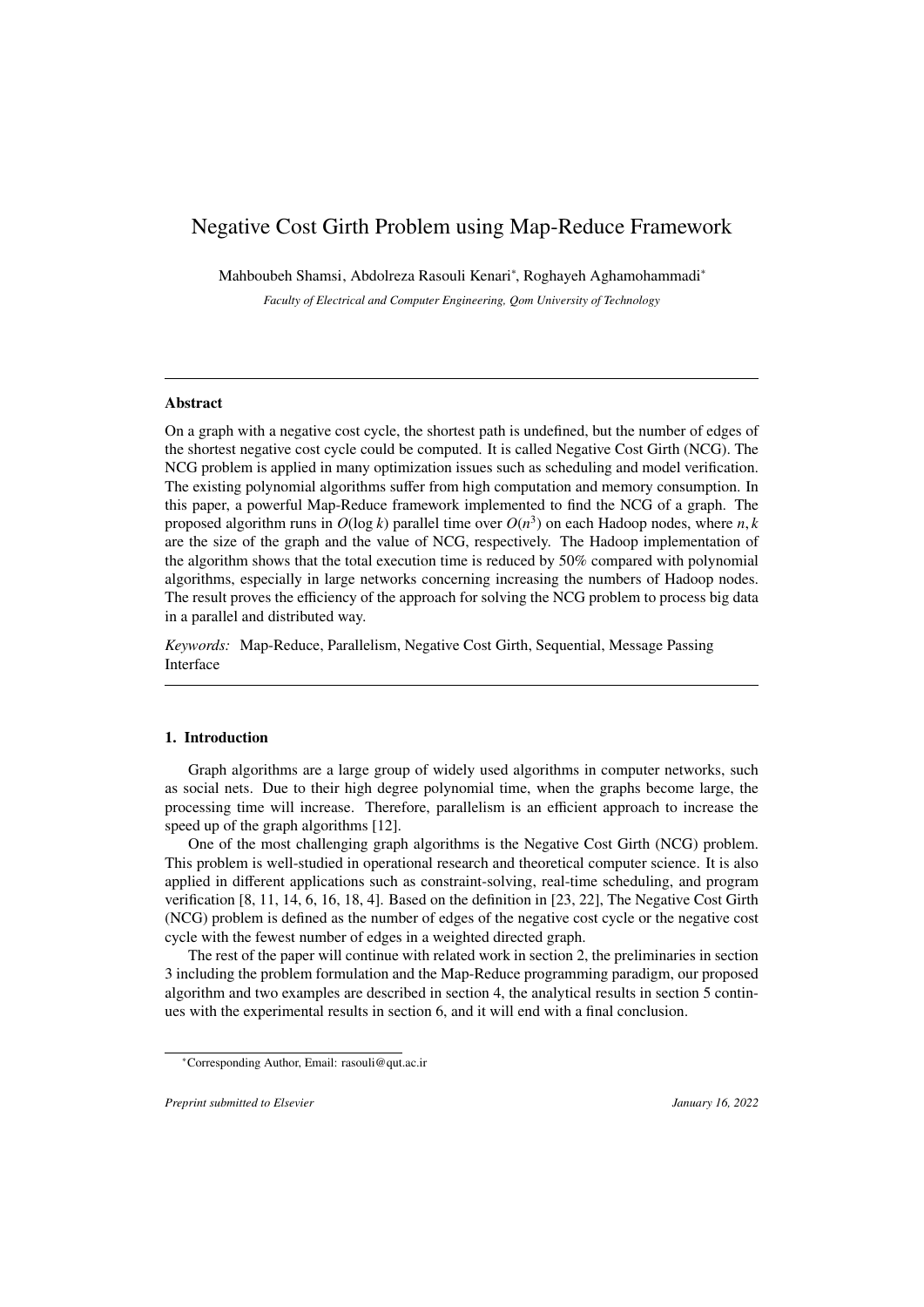# Negative Cost Girth Problem using Map-Reduce Framework

Mahboubeh Shamsi, Abdolreza Rasouli Kenari*, Roghayeh Aghamohammadi*

*Faculty of Electrical and Computer Engineering, Qom University of Technology*

---

## Abstract

On a graph with a negative cost cycle, the shortest path is undefined, but the number of edges of the shortest negative cost cycle could be computed. It is called Negative Cost Girth (NCG). The NCG problem is applied in many optimization issues such as scheduling and model verification. The existing polynomial algorithms suffer from high computation and memory consumption. In this paper, a powerful Map-Reduce framework implemented to find the NCG of a graph. The proposed algorithm runs in $O(\log k)$ parallel time over $O(n^3)$ on each Hadoop nodes, where $n, k$ are the size of the graph and the value of NCG, respectively. The Hadoop implementation of the algorithm shows that the total execution time is reduced by 50% compared with polynomial algorithms, especially in large networks concerning increasing the numbers of Hadoop nodes. The result proves the efficiency of the approach for solving the NCG problem to process big data in a parallel and distributed way.

*Keywords:* Map-Reduce, Parallelism, Negative Cost Girth, Sequential, Message Passing Interface

---

## 1. Introduction

Graph algorithms are a large group of widely used algorithms in computer networks, such as social nets. Due to their high degree polynomial time, when the graphs become large, the processing time will increase. Therefore, parallelism is an efficient approach to increase the speed up of the graph algorithms [12].

One of the most challenging graph algorithms is the Negative Cost Girth (NCG) problem. This problem is well-studied in operational research and theoretical computer science. It is also applied in different applications such as constraint-solving, real-time scheduling, and program verification [8, 11, 14, 6, 16, 18, 4]. Based on the definition in [23, 22], The Negative Cost Girth (NCG) problem is defined as the number of edges of the negative cost cycle or the negative cost cycle with the fewest number of edges in a weighted directed graph.

The rest of the paper will continue with related work in section 2, the preliminaries in section 3 including the problem formulation and the Map-Reduce programming paradigm, our proposed algorithm and two examples are described in section 4, the analytical results in section 5 continues with the experimental results in section 6, and it will end with a final conclusion.

---

*Corresponding Author, Email: rasouli@qut.ac.ir

*Preprint submitted to Elsevier* *January 16, 2022*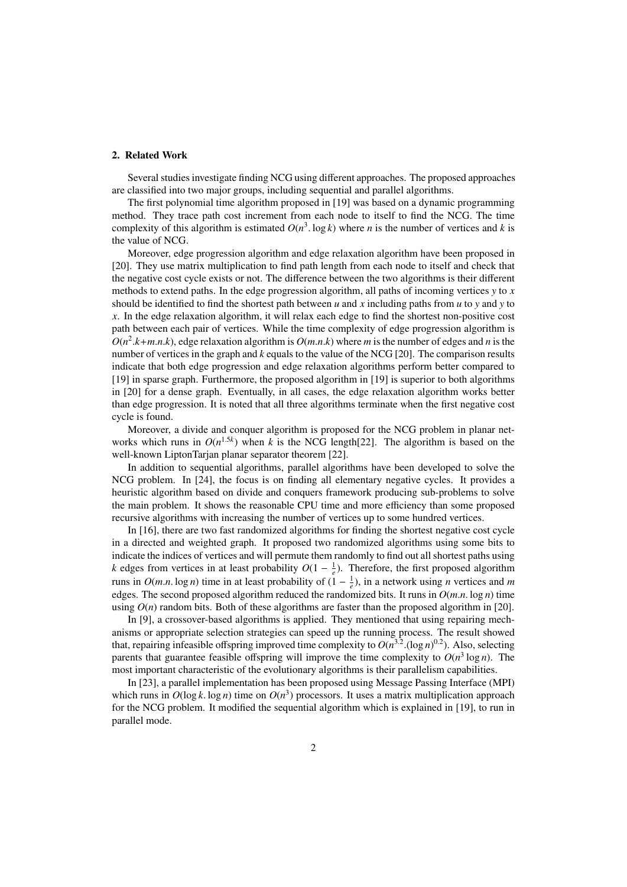## 2. Related Work

Several studies investigate finding NCG using different approaches. The proposed approaches are classified into two major groups, including sequential and parallel algorithms.

The first polynomial time algorithm proposed in [19] was based on a dynamic programming method. They trace path cost increment from each node to itself to find the NCG. The time complexity of this algorithm is estimated $O(n^3. \log k)$ where $n$ is the number of vertices and $k$ is the value of NCG.

Moreover, edge progression algorithm and edge relaxation algorithm have been proposed in [20]. They use matrix multiplication to find path length from each node to itself and check that the negative cost cycle exists or not. The difference between the two algorithms is their different methods to extend paths. In the edge progression algorithm, all paths of incoming vertices $y$ to $x$ should be identified to find the shortest path between $u$ and $x$ including paths from $u$ to $y$ and $y$ to $x$. In the edge relaxation algorithm, it will relax each edge to find the shortest non-positive cost path between each pair of vertices. While the time complexity of edge progression algorithm is $O(n^2.k+m.n.k)$, edge relaxation algorithm is $O(m.n.k)$ where $m$ is the number of edges and $n$ is the number of vertices in the graph and $k$ equals to the value of the NCG [20]. The comparison results indicate that both edge progression and edge relaxation algorithms perform better compared to [19] in sparse graph. Furthermore, the proposed algorithm in [19] is superior to both algorithms in [20] for a dense graph. Eventually, in all cases, the edge relaxation algorithm works better than edge progression. It is noted that all three algorithms terminate when the first negative cost cycle is found.

Moreover, a divide and conquer algorithm is proposed for the NCG problem in planar networks which runs in $O(n^{1.5k})$ when $k$ is the NCG length[22]. The algorithm is based on the well-known LiptonTarjan planar separator theorem [22].

In addition to sequential algorithms, parallel algorithms have been developed to solve the NCG problem. In [24], the focus is on finding all elementary negative cycles. It provides a heuristic algorithm based on divide and conquers framework producing sub-problems to solve the main problem. It shows the reasonable CPU time and more efficiency than some proposed recursive algorithms with increasing the number of vertices up to some hundred vertices.

In [16], there are two fast randomized algorithms for finding the shortest negative cost cycle in a directed and weighted graph. It proposed two randomized algorithms using some bits to indicate the indices of vertices and will permute them randomly to find out all shortest paths using $k$ edges from vertices in at least probability $O(1 - \frac{1}{e})$. Therefore, the first proposed algorithm runs in $O(m.n. \log n)$ time in at least probability of $(1 - \frac{1}{e})$, in a network using $n$ vertices and $m$ edges. The second proposed algorithm reduced the randomized bits. It runs in $O(m.n. \log n)$ time using $O(n)$ random bits. Both of these algorithms are faster than the proposed algorithm in [20].

In [9], a crossover-based algorithms is applied. They mentioned that using repairing mechanisms or appropriate selection strategies can speed up the running process. The result showed that, repairing infeasible offspring improved time complexity to $O(n^{3.2}.(\log n)^{0.2})$. Also, selecting parents that guarantee feasible offspring will improve the time complexity to $O(n^3 \log n)$. The most important characteristic of the evolutionary algorithms is their parallelism capabilities.

In [23], a parallel implementation has been proposed using Message Passing Interface (MPI) which runs in $O(\log k. \log n)$ time on $O(n^3)$ processors. It uses a matrix multiplication approach for the NCG problem. It modified the sequential algorithm which is explained in [19], to run in parallel mode.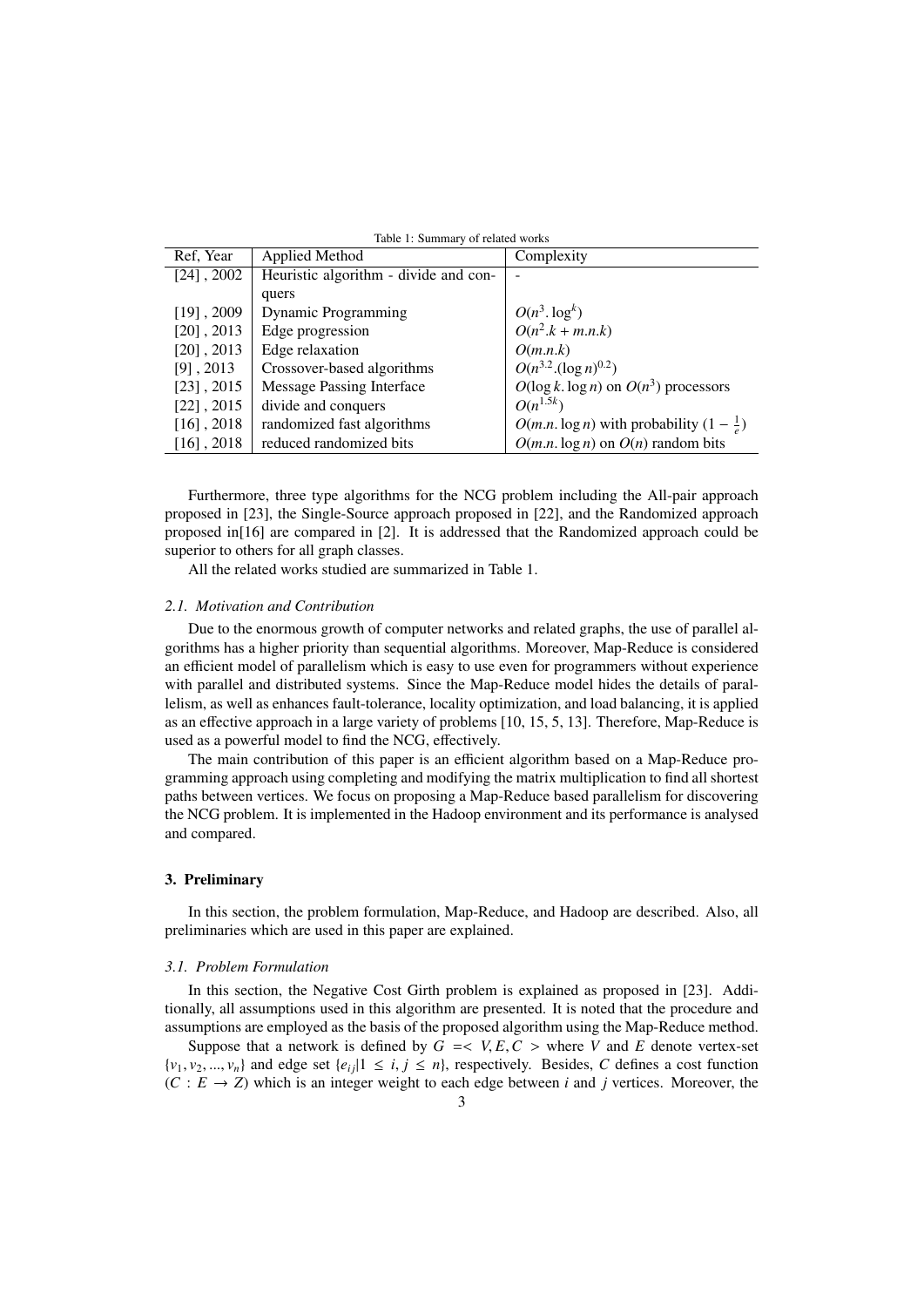Table 1: Summary of related works

| Ref, Year | Applied Method | Complexity |
|---|---|---|
| [24] , 2002 | Heuristic algorithm - divide and conquers | - |
| [19] , 2009 | Dynamic Programming | $O(n^3. \log^k)$ |
| [20] , 2013 | Edge progression | $O(n^2.k + m.n.k)$ |
| [20] , 2013 | Edge relaxation | $O(m.n.k)$ |
| [9] , 2013 | Crossover-based algorithms | $O(n^{3.2}.(\log n)^{0.2})$ |
| [23] , 2015 | Message Passing Interface | $O(\log k. \log n)$ on $O(n^3)$ processors |
| [22] , 2015 | divide and conquers | $O(n^{1.5k})$ |
| [16] , 2018 | randomized fast algorithms | $O(m.n. \log n)$ with probability $(1 - \frac{1}{e})$ |
| [16] , 2018 | reduced randomized bits | $O(m.n. \log n)$ on $O(n)$ random bits |

Furthermore, three type algorithms for the NCG problem including the All-pair approach proposed in [23], the Single-Source approach proposed in [22], and the Randomized approach proposed in[16] are compared in [2]. It is addressed that the Randomized approach could be superior to others for all graph classes.

All the related works studied are summarized in Table 1.

### *2.1. Motivation and Contribution*

Due to the enormous growth of computer networks and related graphs, the use of parallel algorithms has a higher priority than sequential algorithms. Moreover, Map-Reduce is considered an efficient model of parallelism which is easy to use even for programmers without experience with parallel and distributed systems. Since the Map-Reduce model hides the details of parallelism, as well as enhances fault-tolerance, locality optimization, and load balancing, it is applied as an effective approach in a large variety of problems [10, 15, 5, 13]. Therefore, Map-Reduce is used as a powerful model to find the NCG, effectively.

The main contribution of this paper is an efficient algorithm based on a Map-Reduce programming approach using completing and modifying the matrix multiplication to find all shortest paths between vertices. We focus on proposing a Map-Reduce based parallelism for discovering the NCG problem. It is implemented in the Hadoop environment and its performance is analysed and compared.

## 3. Preliminary

In this section, the problem formulation, Map-Reduce, and Hadoop are described. Also, all preliminaries which are used in this paper are explained.

### *3.1. Problem Formulation*

In this section, the Negative Cost Girth problem is explained as proposed in [23]. Additionally, all assumptions used in this algorithm are presented. It is noted that the procedure and assumptions are employed as the basis of the proposed algorithm using the Map-Reduce method.

Suppose that a network is defined by $G =< V, E, C >$ where $V$ and $E$ denote vertex-set $\{v_1, v_2, ..., v_n\}$ and edge set $\{e_{ij} | 1 \leq i, j \leq n\}$, respectively. Besides, $C$ defines a cost function ($C : E \rightarrow Z$) which is an integer weight to each edge between $i$ and $j$ vertices. Moreover, the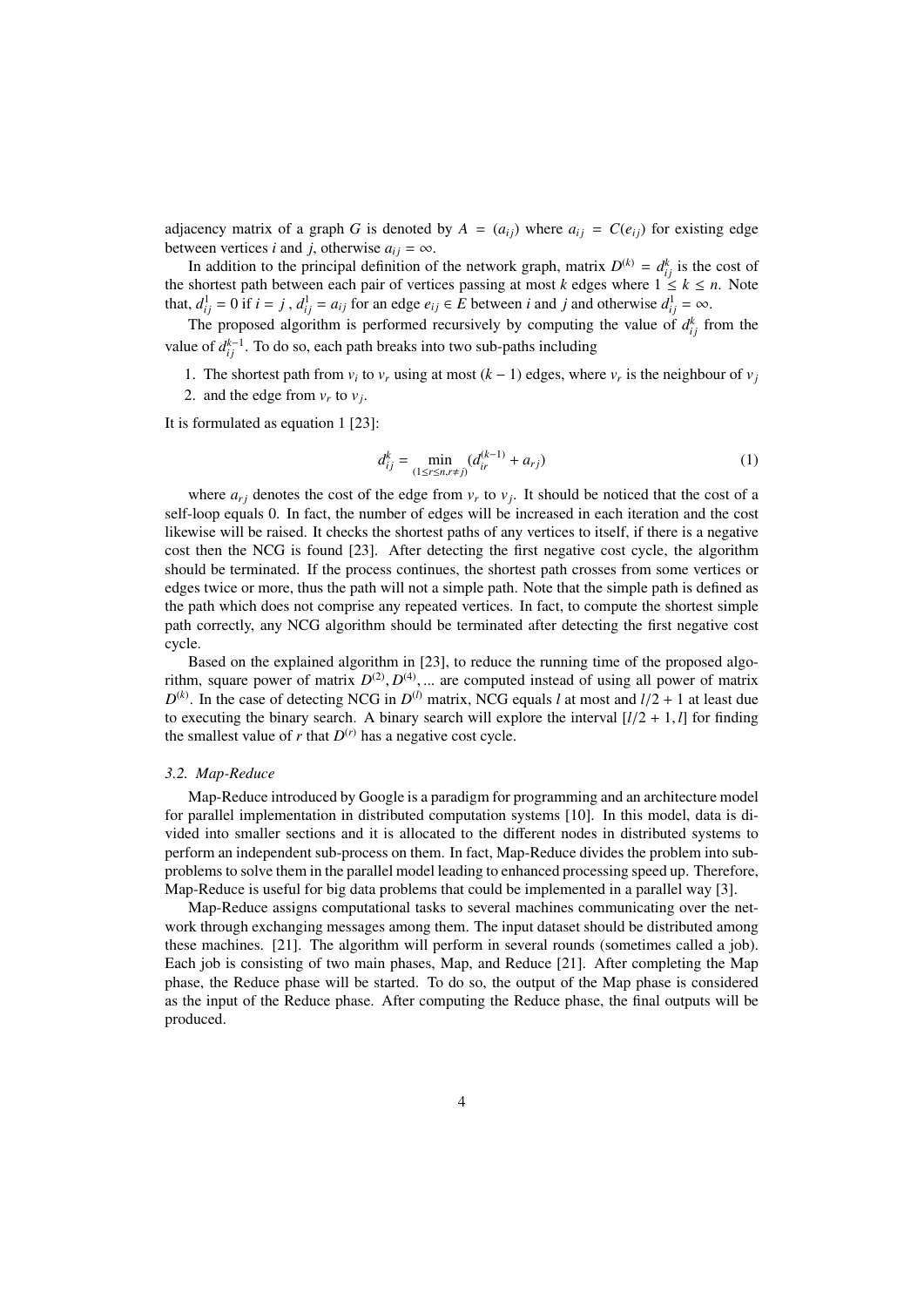adjacency matrix of a graph $G$ is denoted by $A = (a_{ij})$ where $a_{ij} = C(e_{ij})$ for existing edge between vertices $i$ and $j$, otherwise $a_{ij} = \infty$.

In addition to the principal definition of the network graph, matrix $D^{(k)} = d^k_{ij}$ is the cost of the shortest path between each pair of vertices passing at most $k$ edges where $1 \leq k \leq n$. Note that, $d^1_{ij} = 0$ if $i = j$ , $d^1_{ij} = a_{ij}$ for an edge $e_{ij} \in E$ between $i$ and $j$ and otherwise $d^1_{ij} = \infty$.

The proposed algorithm is performed recursively by computing the value of $d^k_{ij}$ from the value of $d^{k-1}_{ij}$. To do so, each path breaks into two sub-paths including

1. The shortest path from $v_i$ to $v_r$ using at most $(k-1)$ edges, where $v_r$ is the neighbour of $v_j$
2. and the edge from $v_r$ to $v_j$.

It is formulated as equation 1 [23]:

$$d^k_{ij} = \min_{(1 \leq r \leq n, r \neq j)} (d^{(k-1)}_{ir} + a_{rj}) \tag{1}$$

where $a_{rj}$ denotes the cost of the edge from $v_r$ to $v_j$. It should be noticed that the cost of a self-loop equals 0. In fact, the number of edges will be increased in each iteration and the cost likewise will be raised. It checks the shortest paths of any vertices to itself, if there is a negative cost then the NCG is found [23]. After detecting the first negative cost cycle, the algorithm should be terminated. If the process continues, the shortest path crosses from some vertices or edges twice or more, thus the path will not a simple path. Note that the simple path is defined as the path which does not comprise any repeated vertices. In fact, to compute the shortest simple path correctly, any NCG algorithm should be terminated after detecting the first negative cost cycle.

Based on the explained algorithm in [23], to reduce the running time of the proposed algorithm, square power of matrix $D^{(2)}, D^{(4)}, ...$ are computed instead of using all power of matrix $D^{(k)}$. In the case of detecting NCG in $D^{(l)}$ matrix, NCG equals $l$ at most and $l/2 + 1$ at least due to executing the binary search. A binary search will explore the interval $[l/2 + 1, l]$ for finding the smallest value of $r$ that $D^{(r)}$ has a negative cost cycle.

### *3.2. Map-Reduce*

Map-Reduce introduced by Google is a paradigm for programming and an architecture model for parallel implementation in distributed computation systems [10]. In this model, data is divided into smaller sections and it is allocated to the different nodes in distributed systems to perform an independent sub-process on them. In fact, Map-Reduce divides the problem into subproblems to solve them in the parallel model leading to enhanced processing speed up. Therefore, Map-Reduce is useful for big data problems that could be implemented in a parallel way [3].

Map-Reduce assigns computational tasks to several machines communicating over the network through exchanging messages among them. The input dataset should be distributed among these machines. [21]. The algorithm will perform in several rounds (sometimes called a job). Each job is consisting of two main phases, Map, and Reduce [21]. After completing the Map phase, the Reduce phase will be started. To do so, the output of the Map phase is considered as the input of the Reduce phase. After computing the Reduce phase, the final outputs will be produced.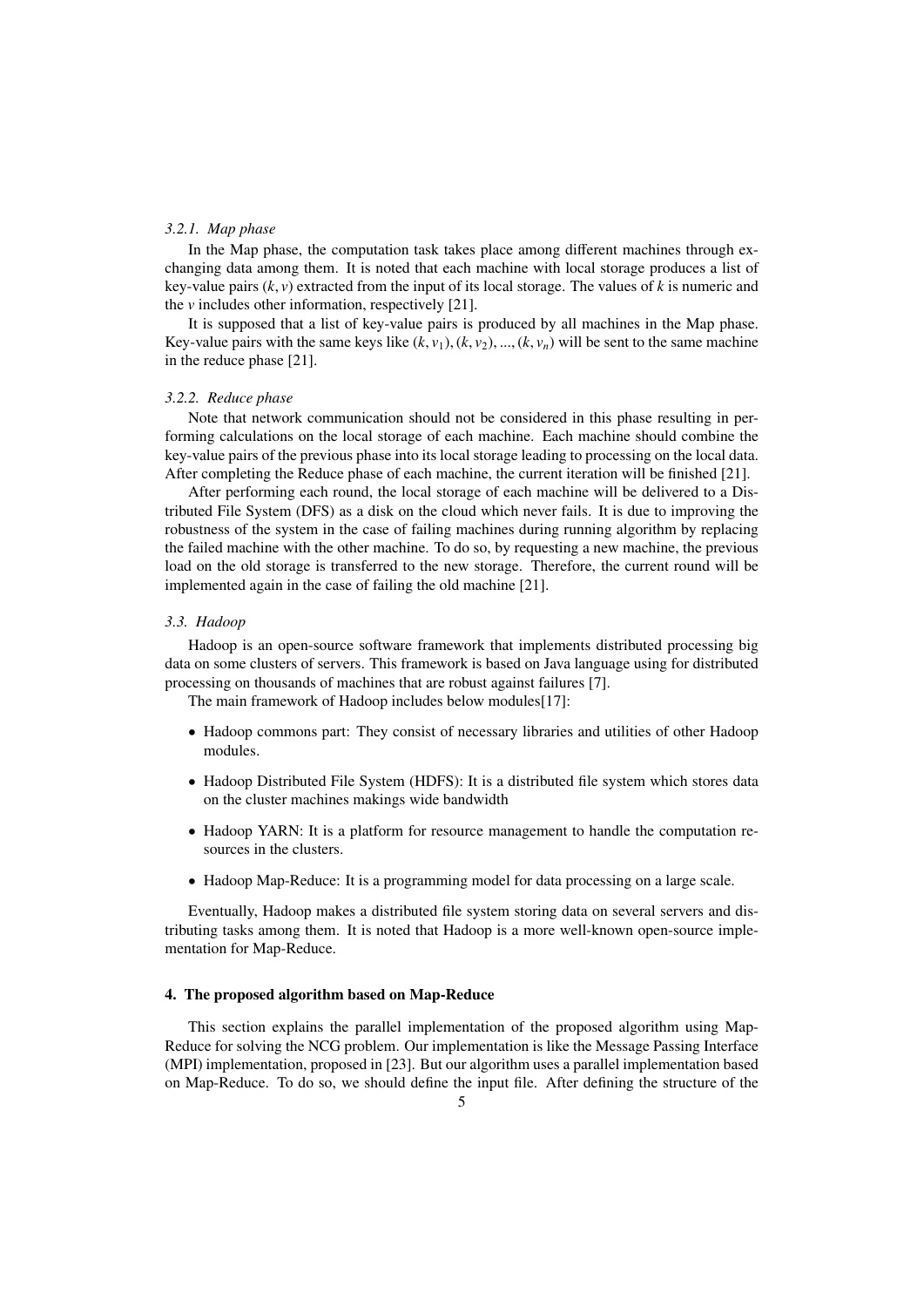#### 3.2.1. Map phase

In the Map phase, the computation task takes place among different machines through exchanging data among them. It is noted that each machine with local storage produces a list of key-value pairs $(k, v)$ extracted from the input of its local storage. The values of $k$ is numeric and the $v$ includes other information, respectively [21].

It is supposed that a list of key-value pairs is produced by all machines in the Map phase. Key-value pairs with the same keys like $(k, v_1), (k, v_2), ..., (k, v_n)$ will be sent to the same machine in the reduce phase [21].

#### 3.2.2. Reduce phase

Note that network communication should not be considered in this phase resulting in performing calculations on the local storage of each machine. Each machine should combine the key-value pairs of the previous phase into its local storage leading to processing on the local data. After completing the Reduce phase of each machine, the current iteration will be finished [21].

After performing each round, the local storage of each machine will be delivered to a Distributed File System (DFS) as a disk on the cloud which never fails. It is due to improving the robustness of the system in the case of failing machines during running algorithm by replacing the failed machine with the other machine. To do so, by requesting a new machine, the previous load on the old storage is transferred to the new storage. Therefore, the current round will be implemented again in the case of failing the old machine [21].

### 3.3. Hadoop

Hadoop is an open-source software framework that implements distributed processing big data on some clusters of servers. This framework is based on Java language using for distributed processing on thousands of machines that are robust against failures [7].

The main framework of Hadoop includes below modules[17]:

- Hadoop commons part: They consist of necessary libraries and utilities of other Hadoop modules.
- Hadoop Distributed File System (HDFS): It is a distributed file system which stores data on the cluster machines makings wide bandwidth
- Hadoop YARN: It is a platform for resource management to handle the computation resources in the clusters.
- Hadoop Map-Reduce: It is a programming model for data processing on a large scale.

Eventually, Hadoop makes a distributed file system storing data on several servers and distributing tasks among them. It is noted that Hadoop is a more well-known open-source implementation for Map-Reduce.

## 4. The proposed algorithm based on Map-Reduce

This section explains the parallel implementation of the proposed algorithm using Map-Reduce for solving the NCG problem. Our implementation is like the Message Passing Interface (MPI) implementation, proposed in [23]. But our algorithm uses a parallel implementation based on Map-Reduce. To do so, we should define the input file. After defining the structure of the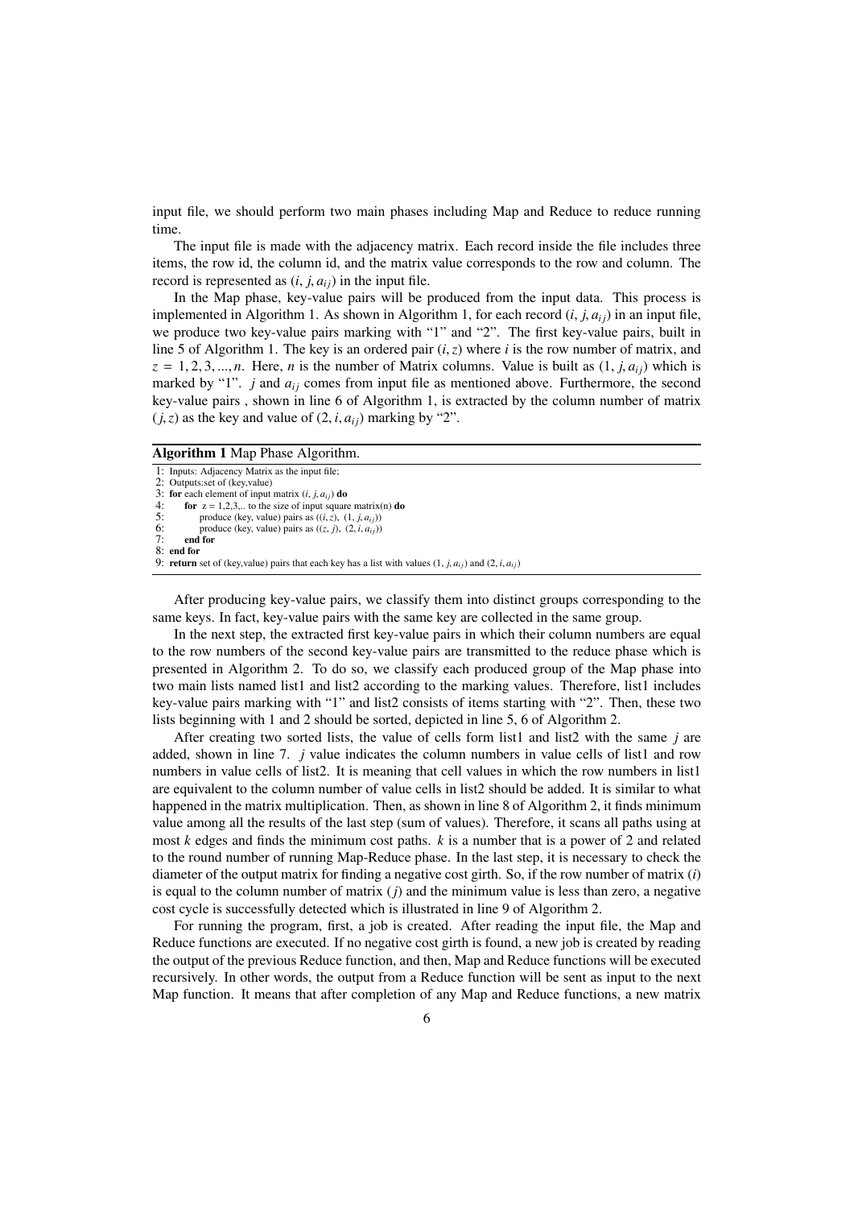input file, we should perform two main phases including Map and Reduce to reduce running time.

The input file is made with the adjacency matrix. Each record inside the file includes three items, the row id, the column id, and the matrix value corresponds to the row and column. The record is represented as $(i, j, a_{ij})$ in the input file.

In the Map phase, key-value pairs will be produced from the input data. This process is implemented in Algorithm 1. As shown in Algorithm 1, for each record $(i, j, a_{ij})$ in an input file, we produce two key-value pairs marking with "1" and "2". The first key-value pairs, built in line 5 of Algorithm 1. The key is an ordered pair $(i, z)$ where $i$ is the row number of matrix, and $z = 1, 2, 3, ..., n$. Here, $n$ is the number of Matrix columns. Value is built as $(1, j, a_{ij})$ which is marked by "1". $j$ and $a_{ij}$ comes from input file as mentioned above. Furthermore, the second key-value pairs , shown in line 6 of Algorithm 1, is extracted by the column number of matrix $(j, z)$ as the key and value of $(2, i, a_{ij})$ marking by "2".

**Algorithm 1** Map Phase Algorithm.

```
1: Inputs: Adjacency Matrix as the input file;
2: Outputs:set of (key,value)
3: for each element of input matrix (i, j, a_ij) do
4:     for z = 1,2,3,.. to the size of input square matrix(n) do
5:         produce (key, value) pairs as ((i, z), (1, j, a_ij))
6:         produce (key, value) pairs as ((z, j), (2, i, a_ij))
7:     end for
8: end for
9: return set of (key,value) pairs that each key has a list with values (1, j, a_ij) and (2, i, a_ij)
```

After producing key-value pairs, we classify them into distinct groups corresponding to the same keys. In fact, key-value pairs with the same key are collected in the same group.

In the next step, the extracted first key-value pairs in which their column numbers are equal to the row numbers of the second key-value pairs are transmitted to the reduce phase which is presented in Algorithm 2. To do so, we classify each produced group of the Map phase into two main lists named list1 and list2 according to the marking values. Therefore, list1 includes key-value pairs marking with "1" and list2 consists of items starting with "2". Then, these two lists beginning with 1 and 2 should be sorted, depicted in line 5, 6 of Algorithm 2.

After creating two sorted lists, the value of cells form list1 and list2 with the same $j$ are added, shown in line 7. $j$ value indicates the column numbers in value cells of list1 and row numbers in value cells of list2. It is meaning that cell values in which the row numbers in list1 are equivalent to the column number of value cells in list2 should be added. It is similar to what happened in the matrix multiplication. Then, as shown in line 8 of Algorithm 2, it finds minimum value among all the results of the last step (sum of values). Therefore, it scans all paths using at most $k$ edges and finds the minimum cost paths. $k$ is a number that is a power of 2 and related to the round number of running Map-Reduce phase. In the last step, it is necessary to check the diameter of the output matrix for finding a negative cost girth. So, if the row number of matrix ($i$) is equal to the column number of matrix ($j$) and the minimum value is less than zero, a negative cost cycle is successfully detected which is illustrated in line 9 of Algorithm 2.

For running the program, first, a job is created. After reading the input file, the Map and Reduce functions are executed. If no negative cost girth is found, a new job is created by reading the output of the previous Reduce function, and then, Map and Reduce functions will be executed recursively. In other words, the output from a Reduce function will be sent as input to the next Map function. It means that after completion of any Map and Reduce functions, a new matrix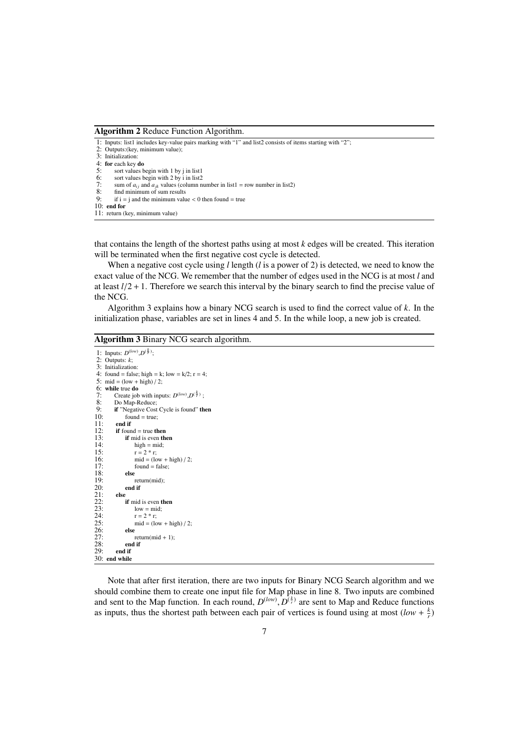**Algorithm 2** Reduce Function Algorithm.

```
1: Inputs: list1 includes key-value pairs marking with "1" and list2 consists of items starting with "2";
2: Outputs:(key, minimum value);
3: Initialization:
4: for each key do
5:     sort values begin with 1 by j in list1
6:     sort values begin with 2 by i in list2
7:     sum of a_ij and a_jk values (column number in list1 = row number in list2)
8:     find minimum of sum results
9:     if i = j and the minimum value < 0 then found = true
10: end for
11: return (key, minimum value)
```

that contains the length of the shortest paths using at most $k$ edges will be created. This iteration will be terminated when the first negative cost cycle is detected.

When a negative cost cycle using $l$ length ($l$ is a power of 2) is detected, we need to know the exact value of the NCG. We remember that the number of edges used in the NCG is at most $l$ and at least $l/2+1$. Therefore we search this interval by the binary search to find the precise value of the NCG.

Algorithm 3 explains how a binary NCG search is used to find the correct value of $k$. In the initialization phase, variables are set in lines 4 and 5. In the while loop, a new job is created.

**Algorithm 3** Binary NCG search algorithm.

```
1: Inputs: D^(low), D^(k/r);
2: Outputs: k;
3: Initialization:
4: found = false; high = k; low = k/2; r = 4;
5: mid = (low + high) / 2;
6: while true do
7:     Create job with inputs: D^(low), D^(k/r);
8:     Do Map-Reduce;
9:     if "Negative Cost Cycle is found" then
10:        found = true;
11:    end if
12:    if found = true then
13:        if mid is even then
14:            high = mid;
15:            r = 2 * r;
16:            mid = (low + high) / 2;
17:            found = false;
18:        else
19:            return(mid);
20:        end if
21:    else
22:        if mid is even then
23:            low = mid;
24:            r = 2 * r;
25:            mid = (low + high) / 2;
26:        else
27:            return(mid + 1);
28:        end if
29:    end if
30: end while
```

Note that after first iteration, there are two inputs for Binary NCG Search algorithm and we should combine them to create one input file for Map phase in line 8. Two inputs are combined and sent to the Map function. In each round, $D^{(low)}, D^{(\frac{k}{r})}$ are sent to Map and Reduce functions as inputs, thus the shortest path between each pair of vertices is found using at most $(low + \frac{k}{r})$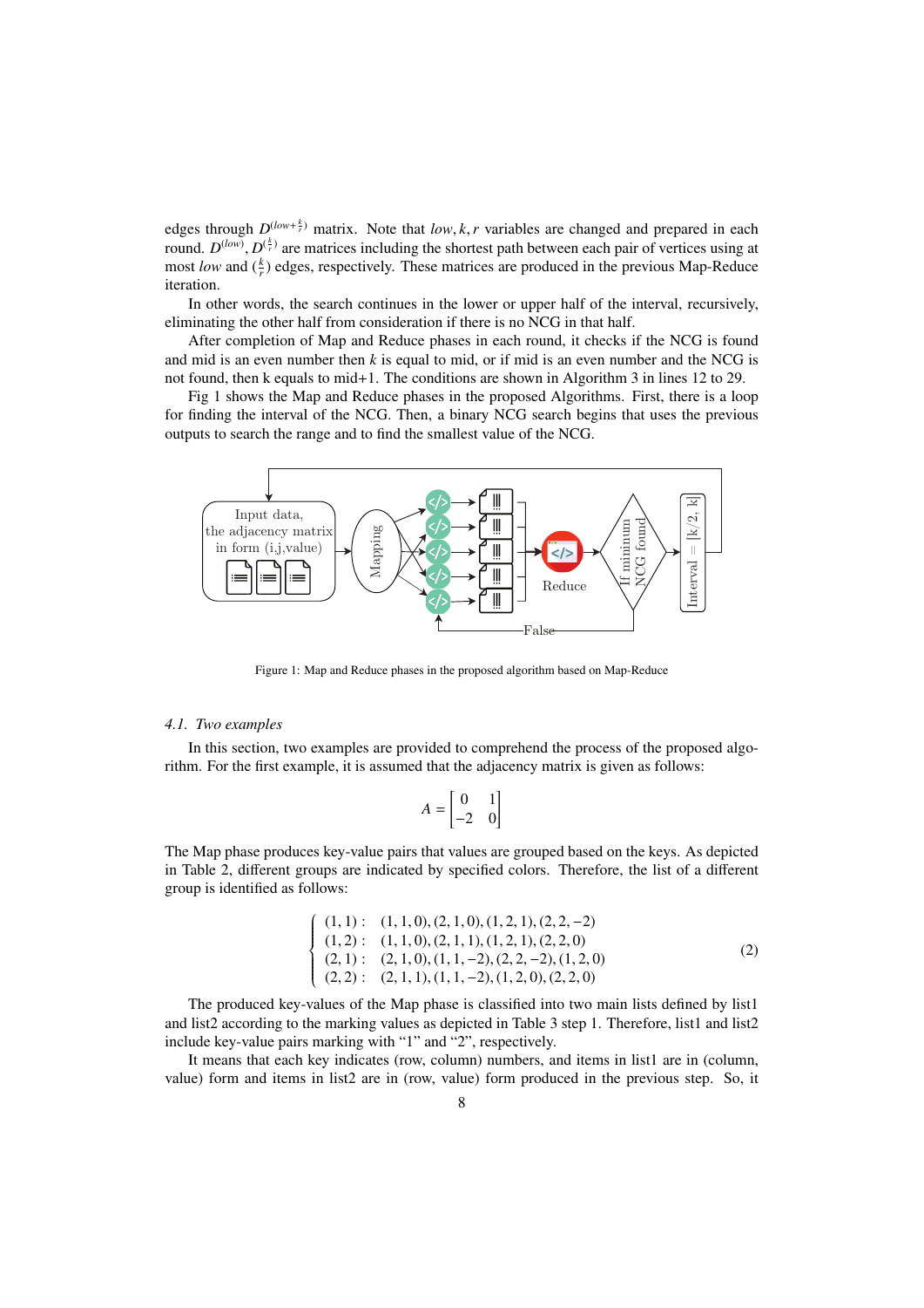edges through $D^{(low+\frac{k}{r})}$ matrix. Note that $low, k, r$ variables are changed and prepared in each round. $D^{(low)}$, $D^{(\frac{k}{r})}$ are matrices including the shortest path between each pair of vertices using at most $low$ and $(\frac{k}{r})$ edges, respectively. These matrices are produced in the previous Map-Reduce iteration.

In other words, the search continues in the lower or upper half of the interval, recursively, eliminating the other half from consideration if there is no NCG in that half.

After completion of Map and Reduce phases in each round, it checks if the NCG is found and mid is an even number then $k$ is equal to mid, or if mid is an even number and the NCG is not found, then k equals to mid+1. The conditions are shown in Algorithm 3 in lines 12 to 29.

Fig 1 shows the Map and Reduce phases in the proposed Algorithms. First, there is a loop for finding the interval of the NCG. Then, a binary NCG search begins that uses the previous outputs to search the range and to find the smallest value of the NCG.

Figure 1: Map and Reduce phases in the proposed algorithm based on Map-Reduce

### 4.1. Two examples

In this section, two examples are provided to comprehend the process of the proposed algorithm. For the first example, it is assumed that the adjacency matrix is given as follows:

$$A = \begin{bmatrix} 0 & 1 \\ -2 & 0 \end{bmatrix}$$

The Map phase produces key-value pairs that values are grouped based on the keys. As depicted in Table 2, different groups are indicated by specified colors. Therefore, the list of a different group is identified as follows:

$$\begin{cases} (1,1): & (1,1,0),(2,1,0),(1,2,1),(2,2,-2) \\ (1,2): & (1,1,0),(2,1,1),(1,2,1),(2,2,0) \\ (2,1): & (2,1,0),(1,1,-2),(2,2,-2),(1,2,0) \\ (2,2): & (2,1,1),(1,1,-2),(1,2,0),(2,2,0) \end{cases} \tag{2}$$

The produced key-values of the Map phase is classified into two main lists defined by list1 and list2 according to the marking values as depicted in Table 3 step 1. Therefore, list1 and list2 include key-value pairs marking with “1” and “2”, respectively.

It means that each key indicates (row, column) numbers, and items in list1 are in (column, value) form and items in list2 are in (row, value) form produced in the previous step. So, it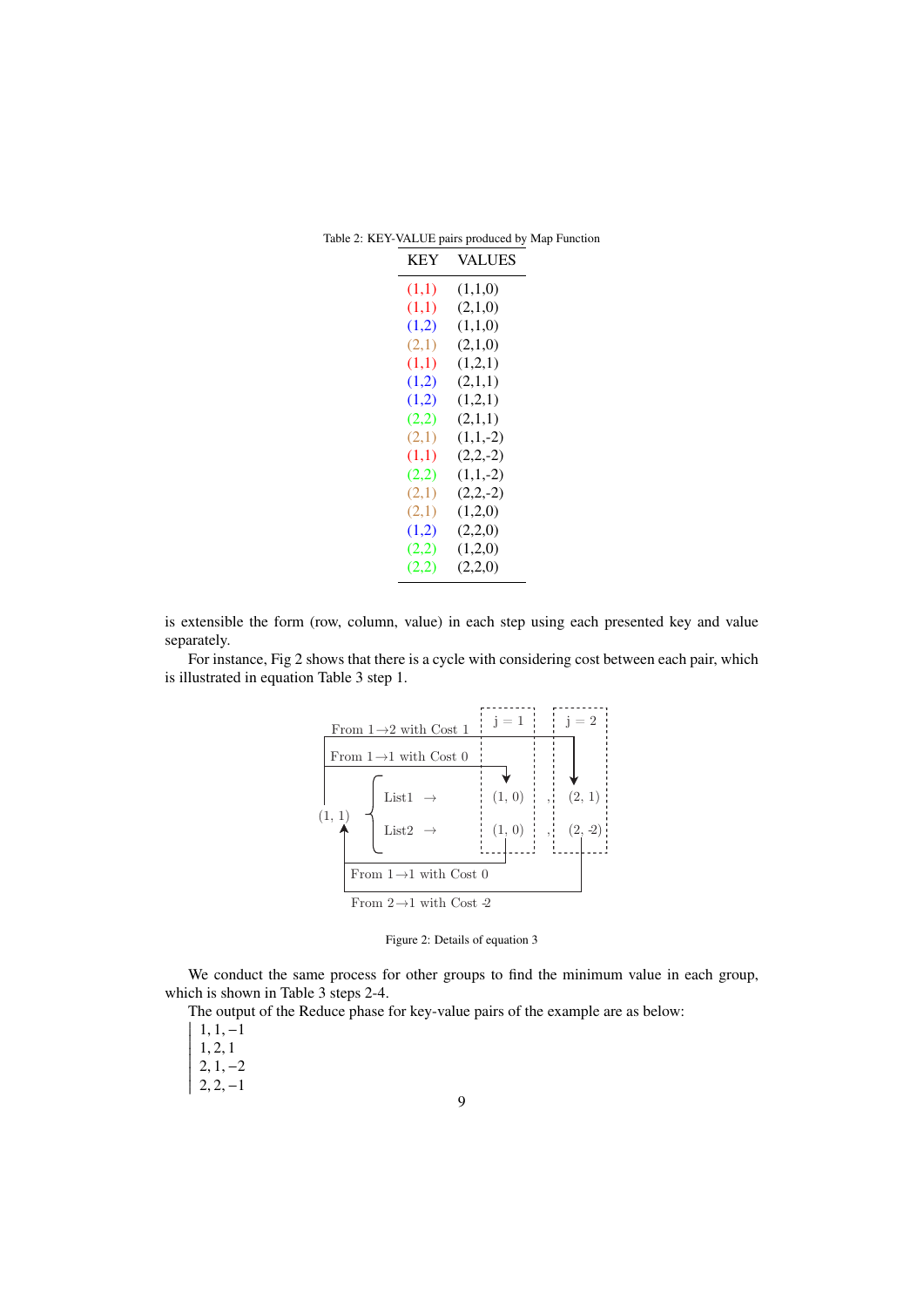Table 2: KEY-VALUE pairs produced by Map Function

| KEY | VALUES |
|---|---|
| (1,1) | (1,1,0) |
| (1,1) | (2,1,0) |
| (1,2) | (1,1,0) |
| (2,1) | (2,1,0) |
| (1,1) | (1,2,1) |
| (1,2) | (2,1,1) |
| (1,2) | (1,2,1) |
| (2,2) | (2,1,1) |
| (2,1) | (1,1,-2) |
| (1,1) | (2,2,-2) |
| (2,2) | (1,1,-2) |
| (2,1) | (2,2,-2) |
| (2,1) | (1,2,0) |
| (1,2) | (2,2,0) |
| (2,2) | (1,2,0) |
| (2,2) | (2,2,0) |

is extensible the form (row, column, value) in each step using each presented key and value separately.

For instance, Fig 2 shows that there is a cycle with considering cost between each pair, which is illustrated in equation Table 3 step 1.

```
                                      j = 1        j = 2
From 1→2 with Cost 1
From 1→1 with Cost 0
          List1  →                    (1, 0)   ,   (2, 1)
(1, 1)
          List2  →                    (1, 0)   ,   (2, -2)
   From 1→1 with Cost 0
   From 2→1 with Cost -2
```

Figure 2: Details of equation 3

We conduct the same process for other groups to find the minimum value in each group, which is shown in Table 3 steps 2-4.

The output of the Reduce phase for key-value pairs of the example are as below:

$1, 1, -1$
$1, 2, 1$
$2, 1, -2$
$2, 2, -1$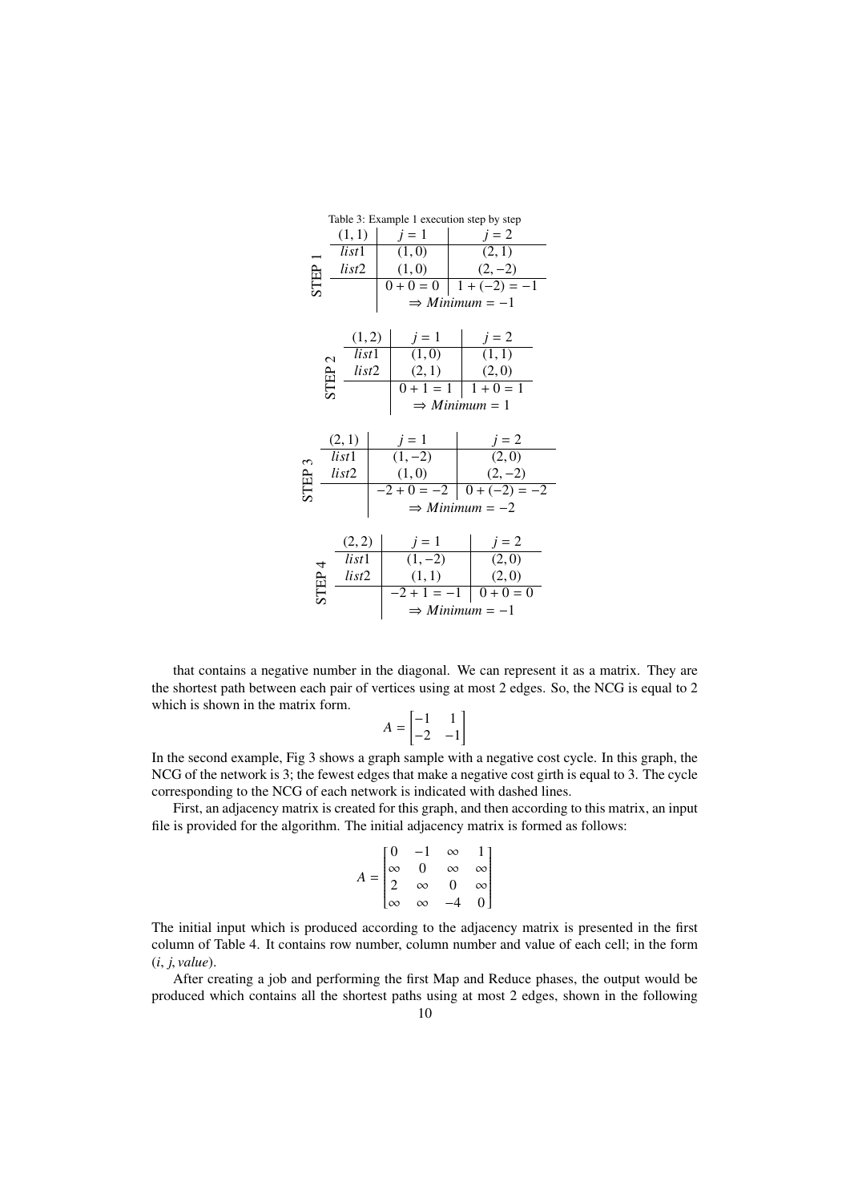Table 3: Example 1 execution step by step

**STEP 1**

| (1, 1) | $j = 1$ | $j = 2$ |
|---|---|---|
| *list*1 | (1, 0) | (2, 1) |
| *list*2 | (1, 0) | (2, −2) |
| | $0 + 0 = 0$ | $1 + (-2) = -1$ |
| | $\Rightarrow Minimum = -1$ | |

**STEP 2**

| (1, 2) | $j = 1$ | $j = 2$ |
|---|---|---|
| *list*1 | (1, 0) | (1, 1) |
| *list*2 | (2, 1) | (2, 0) |
| | $0 + 1 = 1$ | $1 + 0 = 1$ |
| | $\Rightarrow Minimum = 1$ | |

**STEP 3**

| (2, 1) | $j = 1$ | $j = 2$ |
|---|---|---|
| *list*1 | (1, −2) | (2, 0) |
| *list*2 | (1, 0) | (2, −2) |
| | $-2 + 0 = -2$ | $0 + (-2) = -2$ |
| | $\Rightarrow Minimum = -2$ | |

**STEP 4**

| (2, 2) | $j = 1$ | $j = 2$ |
|---|---|---|
| *list*1 | (1, −2) | (2, 0) |
| *list*2 | (1, 1) | (2, 0) |
| | $-2 + 1 = -1$ | $0 + 0 = 0$ |
| | $\Rightarrow Minimum = -1$ | |

that contains a negative number in the diagonal. We can represent it as a matrix. They are the shortest path between each pair of vertices using at most 2 edges. So, the NCG is equal to 2 which is shown in the matrix form.

$$A = \begin{bmatrix} -1 & 1 \\ -2 & -1 \end{bmatrix}$$

In the second example, Fig 3 shows a graph sample with a negative cost cycle. In this graph, the NCG of the network is 3; the fewest edges that make a negative cost girth is equal to 3. The cycle corresponding to the NCG of each network is indicated with dashed lines.

First, an adjacency matrix is created for this graph, and then according to this matrix, an input file is provided for the algorithm. The initial adjacency matrix is formed as follows:

$$A = \begin{bmatrix} 0 & -1 & \infty & 1 \\ \infty & 0 & \infty & \infty \\ 2 & \infty & 0 & \infty \\ \infty & \infty & -4 & 0 \end{bmatrix}$$

The initial input which is produced according to the adjacency matrix is presented in the first column of Table 4. It contains row number, column number and value of each cell; in the form $(i, j, value)$.

After creating a job and performing the first Map and Reduce phases, the output would be produced which contains all the shortest paths using at most 2 edges, shown in the following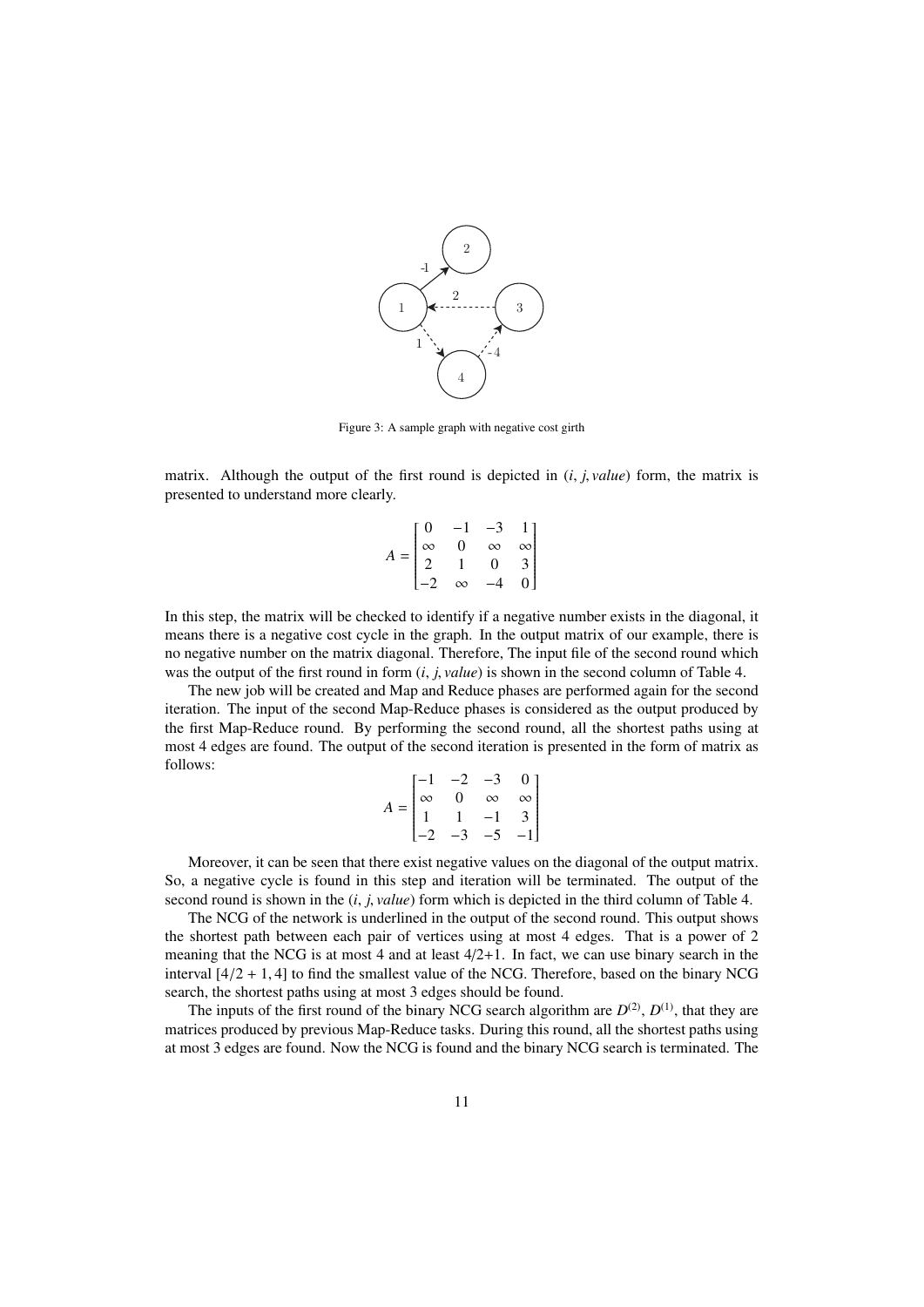Figure 3: A sample graph with negative cost girth

matrix. Although the output of the first round is depicted in $(i, j, value)$ form, the matrix is presented to understand more clearly.

$$A = \begin{bmatrix} 0 & -1 & -3 & 1 \\ \infty & 0 & \infty & \infty \\ 2 & 1 & 0 & 3 \\ -2 & \infty & -4 & 0 \end{bmatrix}$$

In this step, the matrix will be checked to identify if a negative number exists in the diagonal, it means there is a negative cost cycle in the graph. In the output matrix of our example, there is no negative number on the matrix diagonal. Therefore, The input file of the second round which was the output of the first round in form $(i, j, value)$ is shown in the second column of Table 4.

The new job will be created and Map and Reduce phases are performed again for the second iteration. The input of the second Map-Reduce phases is considered as the output produced by the first Map-Reduce round. By performing the second round, all the shortest paths using at most 4 edges are found. The output of the second iteration is presented in the form of matrix as follows:

$$A = \begin{bmatrix} -1 & -2 & -3 & 0 \\ \infty & 0 & \infty & \infty \\ 1 & 1 & -1 & 3 \\ -2 & -3 & -5 & -1 \end{bmatrix}$$

Moreover, it can be seen that there exist negative values on the diagonal of the output matrix. So, a negative cycle is found in this step and iteration will be terminated. The output of the second round is shown in the $(i, j, value)$ form which is depicted in the third column of Table 4.

The NCG of the network is underlined in the output of the second round. This output shows the shortest path between each pair of vertices using at most 4 edges. That is a power of 2 meaning that the NCG is at most 4 and at least 4/2+1. In fact, we can use binary search in the interval $[4/2 + 1, 4]$ to find the smallest value of the NCG. Therefore, based on the binary NCG search, the shortest paths using at most 3 edges should be found.

The inputs of the first round of the binary NCG search algorithm are $D^{(2)}$, $D^{(1)}$, that they are matrices produced by previous Map-Reduce tasks. During this round, all the shortest paths using at most 3 edges are found. Now the NCG is found and the binary NCG search is terminated. The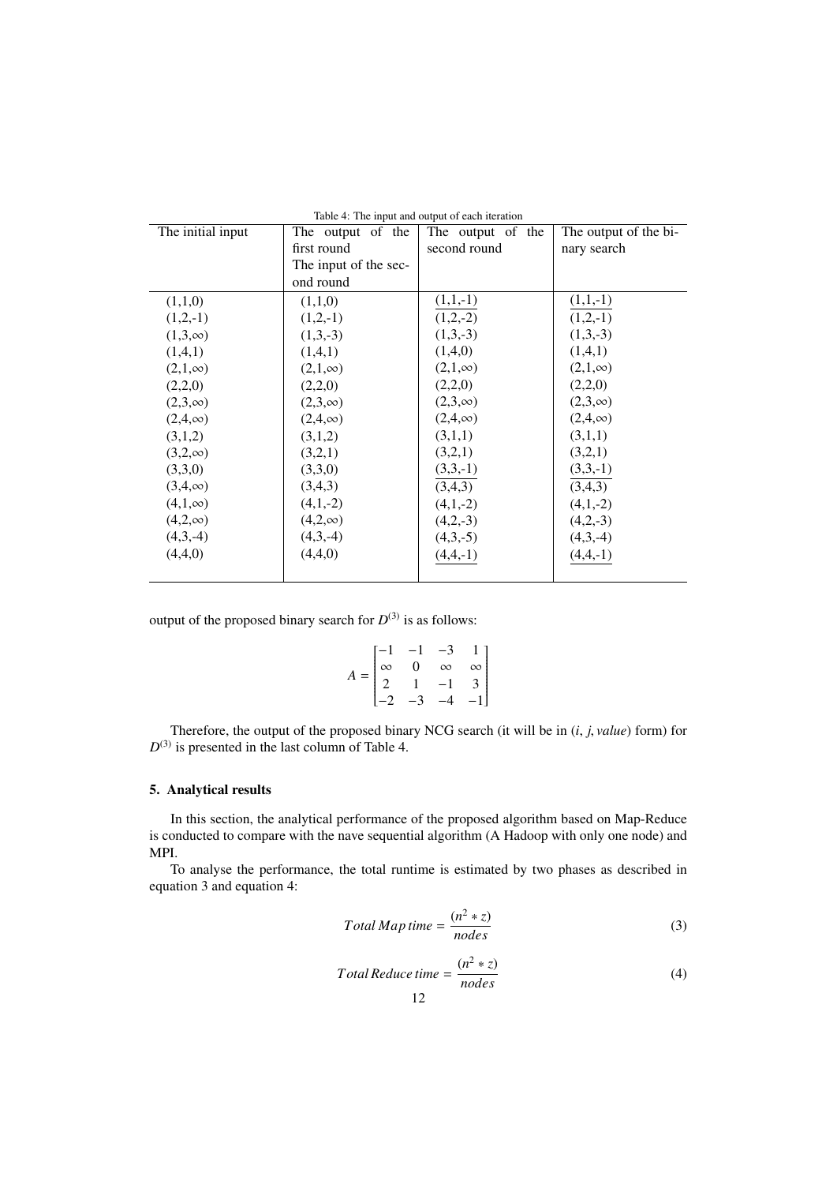Table 4: The input and output of each iteration

| The initial input | The output of the first round The input of the second round | The output of the second round | The output of the binary search |
|---|---|---|---|
| (1,1,0) | (1,1,0) | (1,1,-1) | (1,1,-1) |
| (1,2,-1) | (1,2,-1) | (1,2,-2) | (1,2,-1) |
| (1,3,$\infty$) | (1,3,-3) | (1,3,-3) | (1,3,-3) |
| (1,4,1) | (1,4,1) | (1,4,0) | (1,4,1) |
| (2,1,$\infty$) | (2,1,$\infty$) | (2,1,$\infty$) | (2,1,$\infty$) |
| (2,2,0) | (2,2,0) | (2,2,0) | (2,2,0) |
| (2,3,$\infty$) | (2,3,$\infty$) | (2,3,$\infty$) | (2,3,$\infty$) |
| (2,4,$\infty$) | (2,4,$\infty$) | (2,4,$\infty$) | (2,4,$\infty$) |
| (3,1,2) | (3,1,2) | (3,1,1) | (3,1,1) |
| (3,2,$\infty$) | (3,2,1) | (3,2,1) | (3,2,1) |
| (3,3,0) | (3,3,0) | (3,3,-1) | (3,3,-1) |
| (3,4,$\infty$) | (3,4,3) | (3,4,3) | (3,4,3) |
| (4,1,$\infty$) | (4,1,-2) | (4,1,-2) | (4,1,-2) |
| (4,2,$\infty$) | (4,2,$\infty$) | (4,2,-3) | (4,2,-3) |
| (4,3,-4) | (4,3,-4) | (4,3,-5) | (4,3,-4) |
| (4,4,0) | (4,4,0) | (4,4,-1) | (4,4,-1) |

output of the proposed binary search for $D^{(3)}$ is as follows:

$$A = \begin{bmatrix} -1 & -1 & -3 & 1 \\ \infty & 0 & \infty & \infty \\ 2 & 1 & -1 & 3 \\ -2 & -3 & -4 & -1 \end{bmatrix}$$

Therefore, the output of the proposed binary NCG search (it will be in $(i, j, value)$ form) for $D^{(3)}$ is presented in the last column of Table 4.

## 5. Analytical results

In this section, the analytical performance of the proposed algorithm based on Map-Reduce is conducted to compare with the nave sequential algorithm (A Hadoop with only one node) and MPI.

To analyse the performance, the total runtime is estimated by two phases as described in equation 3 and equation 4:

$$Total\,Map\,time = \frac{(n^2 * z)}{nodes} \tag{3}$$

$$Total\,Reduce\,time = \frac{(n^2 * z)}{nodes} \tag{4}$$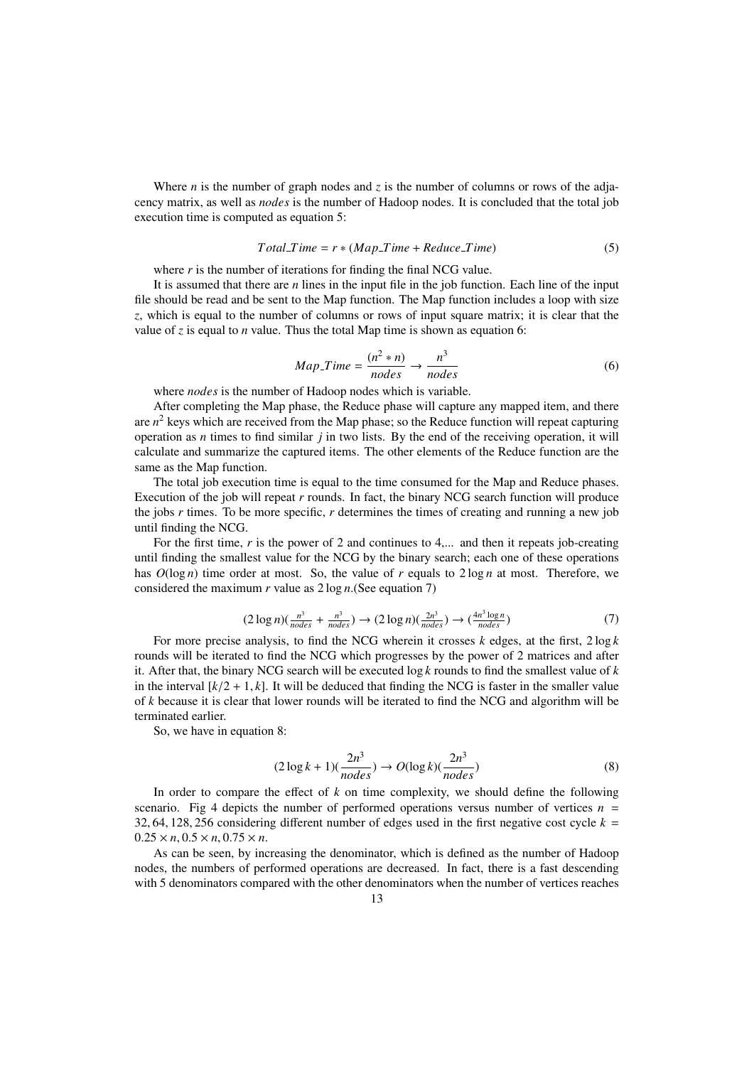Where $n$ is the number of graph nodes and $z$ is the number of columns or rows of the adjacency matrix, as well as $nodes$ is the number of Hadoop nodes. It is concluded that the total job execution time is computed as equation 5:

$$Total\_Time = r * (Map\_Time + Reduce\_Time) \tag{5}$$

where $r$ is the number of iterations for finding the final NCG value.

It is assumed that there are $n$ lines in the input file in the job function. Each line of the input file should be read and be sent to the Map function. The Map function includes a loop with size $z$, which is equal to the number of columns or rows of input square matrix; it is clear that the value of $z$ is equal to $n$ value. Thus the total Map time is shown as equation 6:

$$Map\_Time = \frac{(n^2 * n)}{nodes} \rightarrow \frac{n^3}{nodes} \tag{6}$$

where $nodes$ is the number of Hadoop nodes which is variable.

After completing the Map phase, the Reduce phase will capture any mapped item, and there are $n^2$ keys which are received from the Map phase; so the Reduce function will repeat capturing operation as $n$ times to find similar $j$ in two lists. By the end of the receiving operation, it will calculate and summarize the captured items. The other elements of the Reduce function are the same as the Map function.

The total job execution time is equal to the time consumed for the Map and Reduce phases. Execution of the job will repeat $r$ rounds. In fact, the binary NCG search function will produce the jobs $r$ times. To be more specific, $r$ determines the times of creating and running a new job until finding the NCG.

For the first time, $r$ is the power of 2 and continues to 4,... and then it repeats job-creating until finding the smallest value for the NCG by the binary search; each one of these operations has $O(\log n)$ time order at most. So, the value of $r$ equals to $2 \log n$ at most. Therefore, we considered the maximum $r$ value as $2 \log n$.(See equation 7)

$$(2 \log n)(\frac{n^3}{nodes} + \frac{n^3}{nodes}) \rightarrow (2 \log n)(\frac{2n^3}{nodes}) \rightarrow (\frac{4n^3 \log n}{nodes}) \tag{7}$$

For more precise analysis, to find the NCG wherein it crosses $k$ edges, at the first, $2 \log k$ rounds will be iterated to find the NCG which progresses by the power of 2 matrices and after it. After that, the binary NCG search will be executed $\log k$ rounds to find the smallest value of $k$ in the interval $[k/2 + 1, k]$. It will be deduced that finding the NCG is faster in the smaller value of $k$ because it is clear that lower rounds will be iterated to find the NCG and algorithm will be terminated earlier.

So, we have in equation 8:

$$(2 \log k + 1)(\frac{2n^3}{nodes}) \rightarrow O(\log k)(\frac{2n^3}{nodes}) \tag{8}$$

In order to compare the effect of $k$ on time complexity, we should define the following scenario. Fig 4 depicts the number of performed operations versus number of vertices $n = 32, 64, 128, 256$ considering different number of edges used in the first negative cost cycle $k = 0.25 \times n, 0.5 \times n, 0.75 \times n$.

As can be seen, by increasing the denominator, which is defined as the number of Hadoop nodes, the numbers of performed operations are decreased. In fact, there is a fast descending with 5 denominators compared with the other denominators when the number of vertices reaches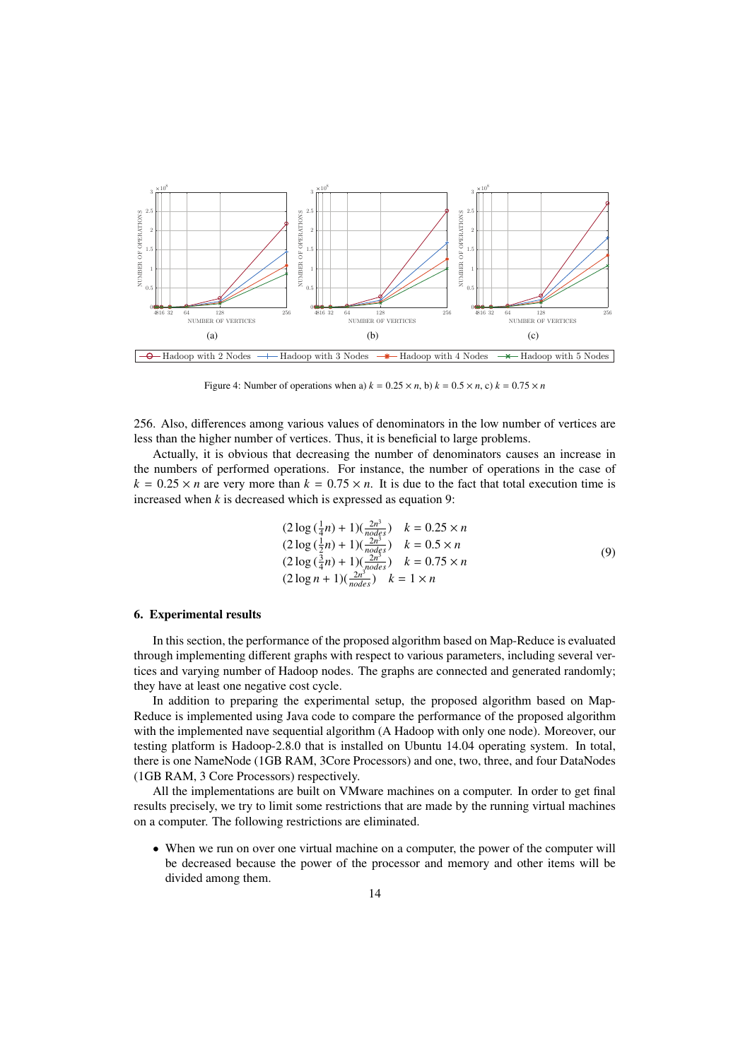Figure 4: Number of operations when a) $k = 0.25 \times n$, b) $k = 0.5 \times n$, c) $k = 0.75 \times n$

256. Also, differences among various values of denominators in the low number of vertices are less than the higher number of vertices. Thus, it is beneficial to large problems.

Actually, it is obvious that decreasing the number of denominators causes an increase in the numbers of performed operations. For instance, the number of operations in the case of $k = 0.25 \times n$ are very more than $k = 0.75 \times n$. It is due to the fact that total execution time is increased when $k$ is decreased which is expressed as equation 9:

$$\begin{array}{ll} (2\log(\frac{1}{4}n)+1)(\frac{2n^3}{nodes}) & k = 0.25 \times n \\ (2\log(\frac{1}{2}n)+1)(\frac{2n^3}{nodes}) & k = 0.5 \times n \\ (2\log(\frac{3}{4}n)+1)(\frac{2n^3}{nodes}) & k = 0.75 \times n \\ (2\log n+1)(\frac{2n^3}{nodes}) & k = 1 \times n \end{array} \tag{9}$$

## 6. Experimental results

In this section, the performance of the proposed algorithm based on Map-Reduce is evaluated through implementing different graphs with respect to various parameters, including several vertices and varying number of Hadoop nodes. The graphs are connected and generated randomly; they have at least one negative cost cycle.

In addition to preparing the experimental setup, the proposed algorithm based on Map-Reduce is implemented using Java code to compare the performance of the proposed algorithm with the implemented nave sequential algorithm (A Hadoop with only one node). Moreover, our testing platform is Hadoop-2.8.0 that is installed on Ubuntu 14.04 operating system. In total, there is one NameNode (1GB RAM, 3Core Processors) and one, two, three, and four DataNodes (1GB RAM, 3 Core Processors) respectively.

All the implementations are built on VMware machines on a computer. In order to get final results precisely, we try to limit some restrictions that are made by the running virtual machines on a computer. The following restrictions are eliminated.

- When we run on over one virtual machine on a computer, the power of the computer will be decreased because the power of the processor and memory and other items will be divided among them.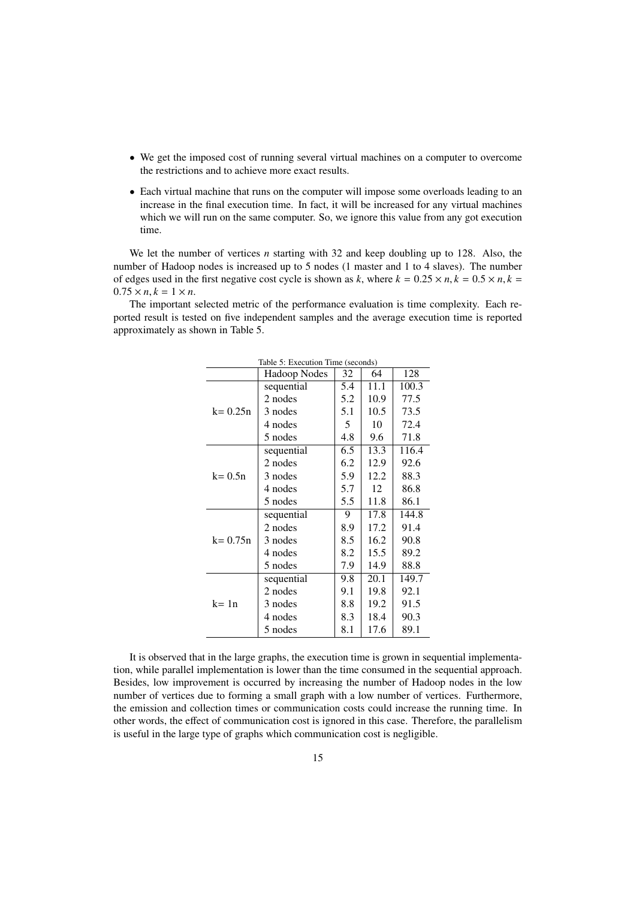- We get the imposed cost of running several virtual machines on a computer to overcome the restrictions and to achieve more exact results.
- Each virtual machine that runs on the computer will impose some overloads leading to an increase in the final execution time. In fact, it will be increased for any virtual machines which we will run on the same computer. So, we ignore this value from any got execution time.

We let the number of vertices $n$ starting with 32 and keep doubling up to 128. Also, the number of Hadoop nodes is increased up to 5 nodes (1 master and 1 to 4 slaves). The number of edges used in the first negative cost cycle is shown as $k$, where $k = 0.25 \times n, k = 0.5 \times n, k = 0.75 \times n, k = 1 \times n$.

The important selected metric of the performance evaluation is time complexity. Each reported result is tested on five independent samples and the average execution time is reported approximately as shown in Table 5.

Table 5: Execution Time (seconds)

| | Hadoop Nodes | 32 | 64 | 128 |
|---|---|---|---|---|
| k= 0.25n | sequential | 5.4 | 11.1 | 100.3 |
| | 2 nodes | 5.2 | 10.9 | 77.5 |
| | 3 nodes | 5.1 | 10.5 | 73.5 |
| | 4 nodes | 5 | 10 | 72.4 |
| | 5 nodes | 4.8 | 9.6 | 71.8 |
| k= 0.5n | sequential | 6.5 | 13.3 | 116.4 |
| | 2 nodes | 6.2 | 12.9 | 92.6 |
| | 3 nodes | 5.9 | 12.2 | 88.3 |
| | 4 nodes | 5.7 | 12 | 86.8 |
| | 5 nodes | 5.5 | 11.8 | 86.1 |
| k= 0.75n | sequential | 9 | 17.8 | 144.8 |
| | 2 nodes | 8.9 | 17.2 | 91.4 |
| | 3 nodes | 8.5 | 16.2 | 90.8 |
| | 4 nodes | 8.2 | 15.5 | 89.2 |
| | 5 nodes | 7.9 | 14.9 | 88.8 |
| k= 1n | sequential | 9.8 | 20.1 | 149.7 |
| | 2 nodes | 9.1 | 19.8 | 92.1 |
| | 3 nodes | 8.8 | 19.2 | 91.5 |
| | 4 nodes | 8.3 | 18.4 | 90.3 |
| | 5 nodes | 8.1 | 17.6 | 89.1 |

It is observed that in the large graphs, the execution time is grown in sequential implementation, while parallel implementation is lower than the time consumed in the sequential approach. Besides, low improvement is occurred by increasing the number of Hadoop nodes in the low number of vertices due to forming a small graph with a low number of vertices. Furthermore, the emission and collection times or communication costs could increase the running time. In other words, the effect of communication cost is ignored in this case. Therefore, the parallelism is useful in the large type of graphs which communication cost is negligible.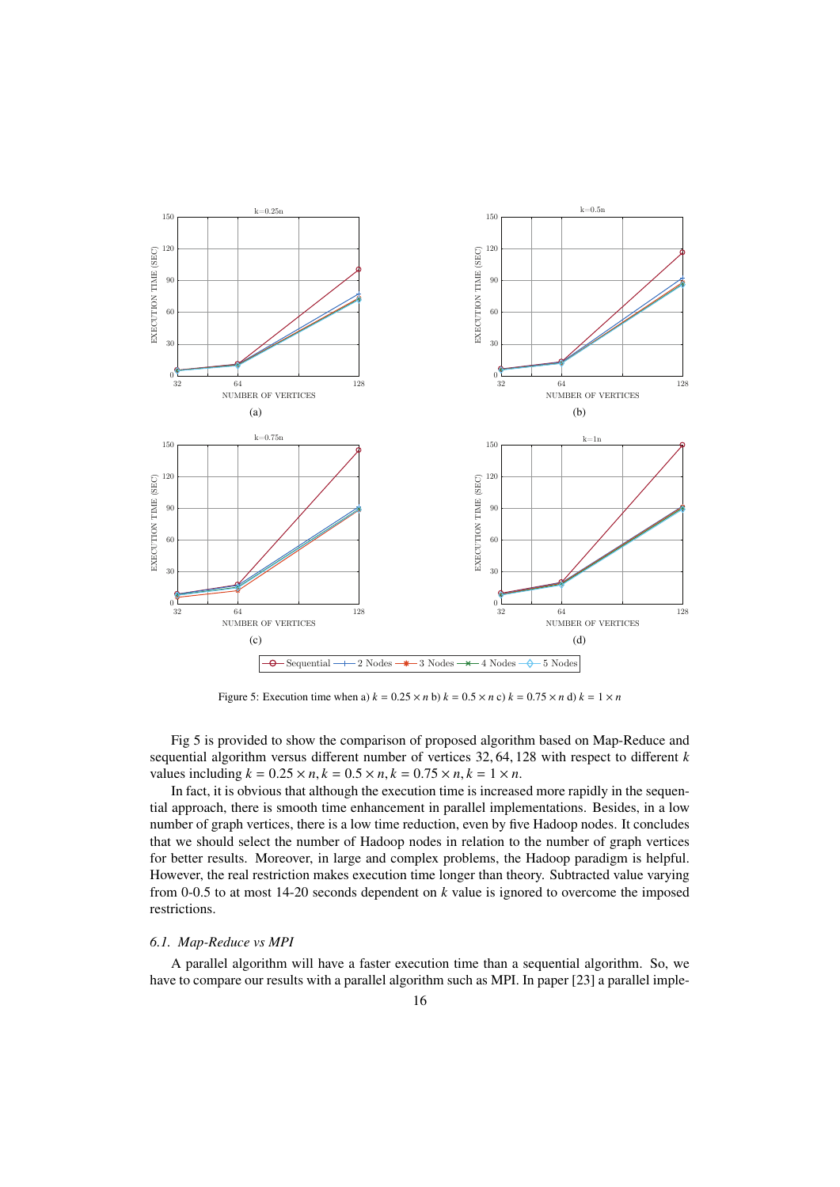Figure 5: Execution time when a) $k = 0.25 \times n$ b) $k = 0.5 \times n$ c) $k = 0.75 \times n$ d) $k = 1 \times n$

Fig 5 is provided to show the comparison of proposed algorithm based on Map-Reduce and sequential algorithm versus different number of vertices 32, 64, 128 with respect to different $k$ values including $k = 0.25 \times n, k = 0.5 \times n, k = 0.75 \times n, k = 1 \times n$.

In fact, it is obvious that although the execution time is increased more rapidly in the sequential approach, there is smooth time enhancement in parallel implementations. Besides, in a low number of graph vertices, there is a low time reduction, even by five Hadoop nodes. It concludes that we should select the number of Hadoop nodes in relation to the number of graph vertices for better results. Moreover, in large and complex problems, the Hadoop paradigm is helpful. However, the real restriction makes execution time longer than theory. Subtracted value varying from 0-0.5 to at most 14-20 seconds dependent on $k$ value is ignored to overcome the imposed restrictions.

### *6.1. Map-Reduce vs MPI*

A parallel algorithm will have a faster execution time than a sequential algorithm. So, we have to compare our results with a parallel algorithm such as MPI. In paper [23] a parallel imple-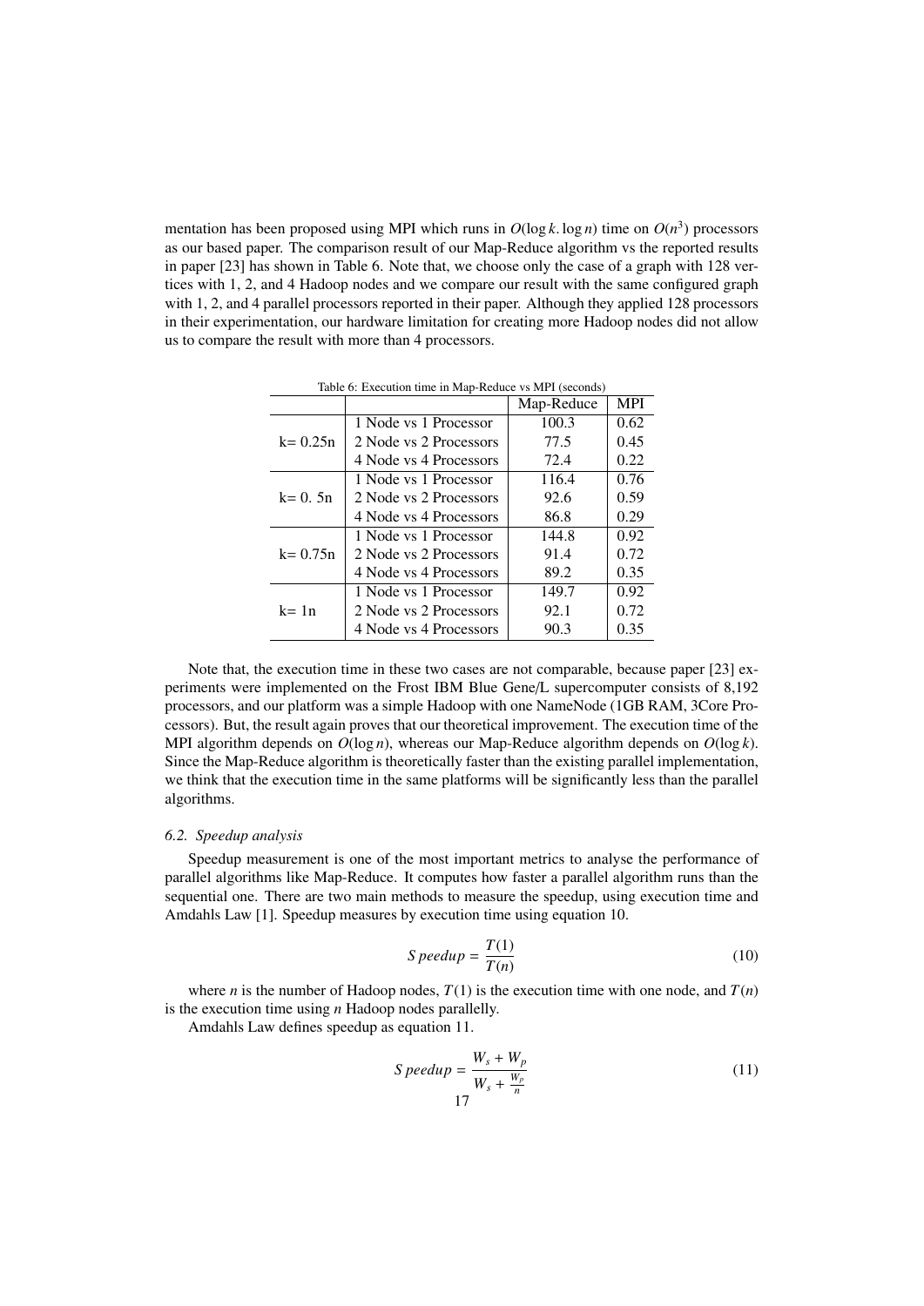mentation has been proposed using MPI which runs in $O(\log k . \log n)$ time on $O(n^3)$ processors as our based paper. The comparison result of our Map-Reduce algorithm vs the reported results in paper [23] has shown in Table 6. Note that, we choose only the case of a graph with 128 vertices with 1, 2, and 4 Hadoop nodes and we compare our result with the same configured graph with 1, 2, and 4 parallel processors reported in their paper. Although they applied 128 processors in their experimentation, our hardware limitation for creating more Hadoop nodes did not allow us to compare the result with more than 4 processors.

Table 6: Execution time in Map-Reduce vs MPI (seconds)

| | | Map-Reduce | MPI |
|---|---|---|---|
| k= 0.25n | 1 Node vs 1 Processor | 100.3 | 0.62 |
| | 2 Node vs 2 Processors | 77.5 | 0.45 |
| | 4 Node vs 4 Processors | 72.4 | 0.22 |
| k= 0. 5n | 1 Node vs 1 Processor | 116.4 | 0.76 |
| | 2 Node vs 2 Processors | 92.6 | 0.59 |
| | 4 Node vs 4 Processors | 86.8 | 0.29 |
| k= 0.75n | 1 Node vs 1 Processor | 144.8 | 0.92 |
| | 2 Node vs 2 Processors | 91.4 | 0.72 |
| | 4 Node vs 4 Processors | 89.2 | 0.35 |
| k= 1n | 1 Node vs 1 Processor | 149.7 | 0.92 |
| | 2 Node vs 2 Processors | 92.1 | 0.72 |
| | 4 Node vs 4 Processors | 90.3 | 0.35 |

Note that, the execution time in these two cases are not comparable, because paper [23] experiments were implemented on the Frost IBM Blue Gene/L supercomputer consists of 8,192 processors, and our platform was a simple Hadoop with one NameNode (1GB RAM, 3Core Processors). But, the result again proves that our theoretical improvement. The execution time of the MPI algorithm depends on $O(\log n)$, whereas our Map-Reduce algorithm depends on $O(\log k)$. Since the Map-Reduce algorithm is theoretically faster than the existing parallel implementation, we think that the execution time in the same platforms will be significantly less than the parallel algorithms.

### *6.2. Speedup analysis*

Speedup measurement is one of the most important metrics to analyse the performance of parallel algorithms like Map-Reduce. It computes how faster a parallel algorithm runs than the sequential one. There are two main methods to measure the speedup, using execution time and Amdahls Law [1]. Speedup measures by execution time using equation 10.

$$Speedup = \frac{T(1)}{T(n)} \tag{10}$$

where $n$ is the number of Hadoop nodes, $T(1)$ is the execution time with one node, and $T(n)$ is the execution time using $n$ Hadoop nodes parallelly.

Amdahls Law defines speedup as equation 11.

$$Speedup = \frac{W_s + W_p}{W_s + \frac{W_p}{n}} \tag{11}$$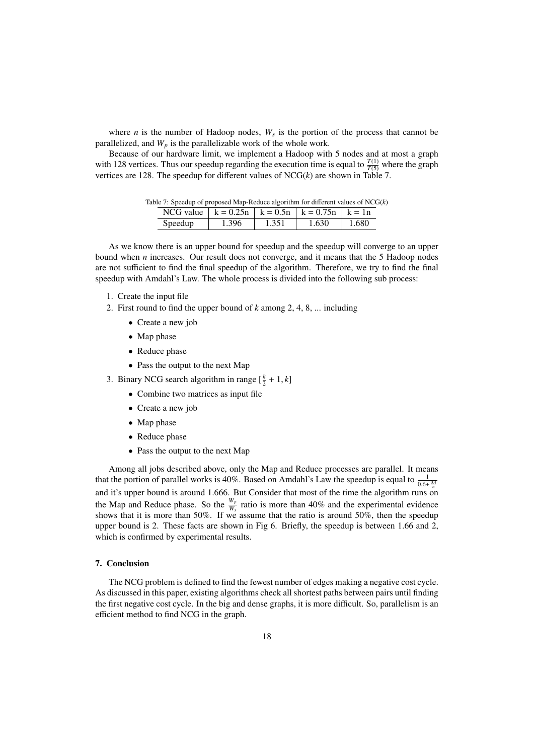where $n$ is the number of Hadoop nodes, $W_s$ is the portion of the process that cannot be parallelized, and $W_p$ is the parallelizable work of the whole work.

Because of our hardware limit, we implement a Hadoop with 5 nodes and at most a graph with 128 vertices. Thus our speedup regarding the execution time is equal to $\frac{T(1)}{T(5)}$ where the graph vertices are 128. The speedup for different values of NCG($k$) are shown in Table 7.

Table 7: Speedup of proposed Map-Reduce algorithm for different values of NCG($k$)

| NCG value | k = 0.25n | k = 0.5n | k = 0.75n | k = 1n |
|---|---|---|---|---|
| Speedup | 1.396 | 1.351 | 1.630 | 1.680 |

As we know there is an upper bound for speedup and the speedup will converge to an upper bound when $n$ increases. Our result does not converge, and it means that the 5 Hadoop nodes are not sufficient to find the final speedup of the algorithm. Therefore, we try to find the final speedup with Amdahl's Law. The whole process is divided into the following sub process:

1. Create the input file
2. First round to find the upper bound of $k$ among 2, 4, 8, ... including
   - Create a new job
   - Map phase
   - Reduce phase
   - Pass the output to the next Map
3. Binary NCG search algorithm in range $[\frac{k}{2} + 1, k]$
   - Combine two matrices as input file
   - Create a new job
   - Map phase
   - Reduce phase
   - Pass the output to the next Map

Among all jobs described above, only the Map and Reduce processes are parallel. It means that the portion of parallel works is 40%. Based on Amdahl's Law the speedup is equal to $\frac{1}{0.6+\frac{0.4}{n}}$ and it's upper bound is around 1.666. But Consider that most of the time the algorithm runs on the Map and Reduce phase. So the $\frac{W_p}{W_s}$ ratio is more than 40% and the experimental evidence shows that it is more than 50%. If we assume that the ratio is around 50%, then the speedup upper bound is 2. These facts are shown in Fig 6. Briefly, the speedup is between 1.66 and 2, which is confirmed by experimental results.

## 7. Conclusion

The NCG problem is defined to find the fewest number of edges making a negative cost cycle. As discussed in this paper, existing algorithms check all shortest paths between pairs until finding the first negative cost cycle. In the big and dense graphs, it is more difficult. So, parallelism is an efficient method to find NCG in the graph.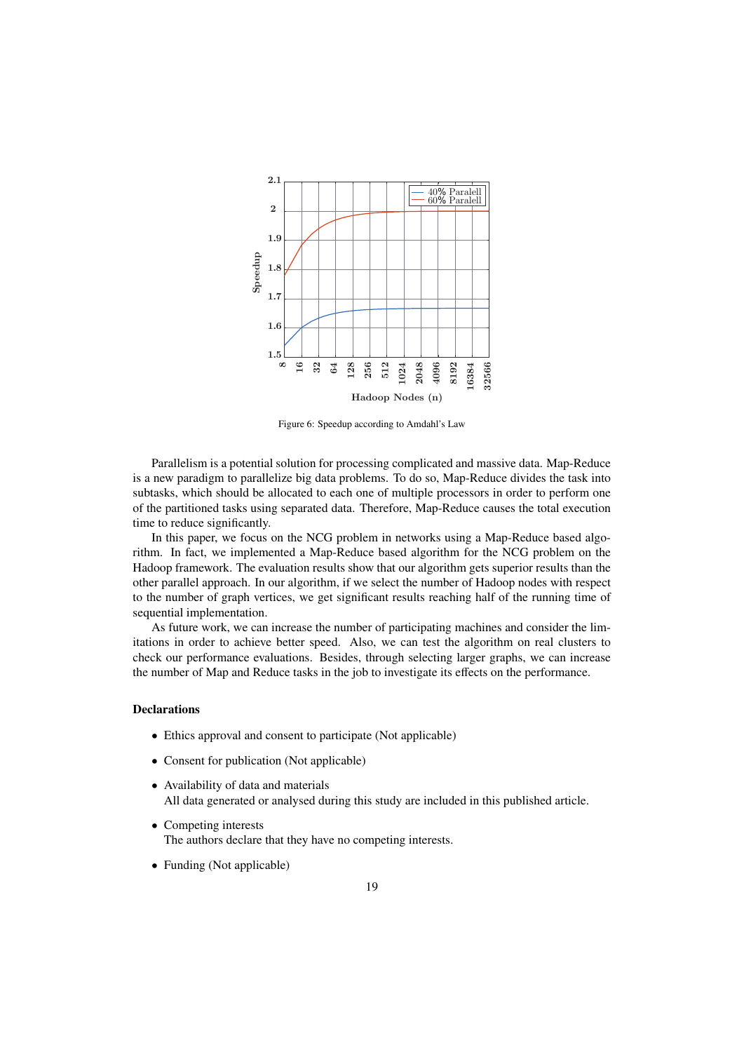Figure 6: Speedup according to Amdahl's Law

Parallelism is a potential solution for processing complicated and massive data. Map-Reduce is a new paradigm to parallelize big data problems. To do so, Map-Reduce divides the task into subtasks, which should be allocated to each one of multiple processors in order to perform one of the partitioned tasks using separated data. Therefore, Map-Reduce causes the total execution time to reduce significantly.

In this paper, we focus on the NCG problem in networks using a Map-Reduce based algorithm. In fact, we implemented a Map-Reduce based algorithm for the NCG problem on the Hadoop framework. The evaluation results show that our algorithm gets superior results than the other parallel approach. In our algorithm, if we select the number of Hadoop nodes with respect to the number of graph vertices, we get significant results reaching half of the running time of sequential implementation.

As future work, we can increase the number of participating machines and consider the limitations in order to achieve better speed. Also, we can test the algorithm on real clusters to check our performance evaluations. Besides, through selecting larger graphs, we can increase the number of Map and Reduce tasks in the job to investigate its effects on the performance.

### Declarations

- Ethics approval and consent to participate (Not applicable)
- Consent for publication (Not applicable)
- Availability of data and materials
  All data generated or analysed during this study are included in this published article.
- Competing interests
  The authors declare that they have no competing interests.
- Funding (Not applicable)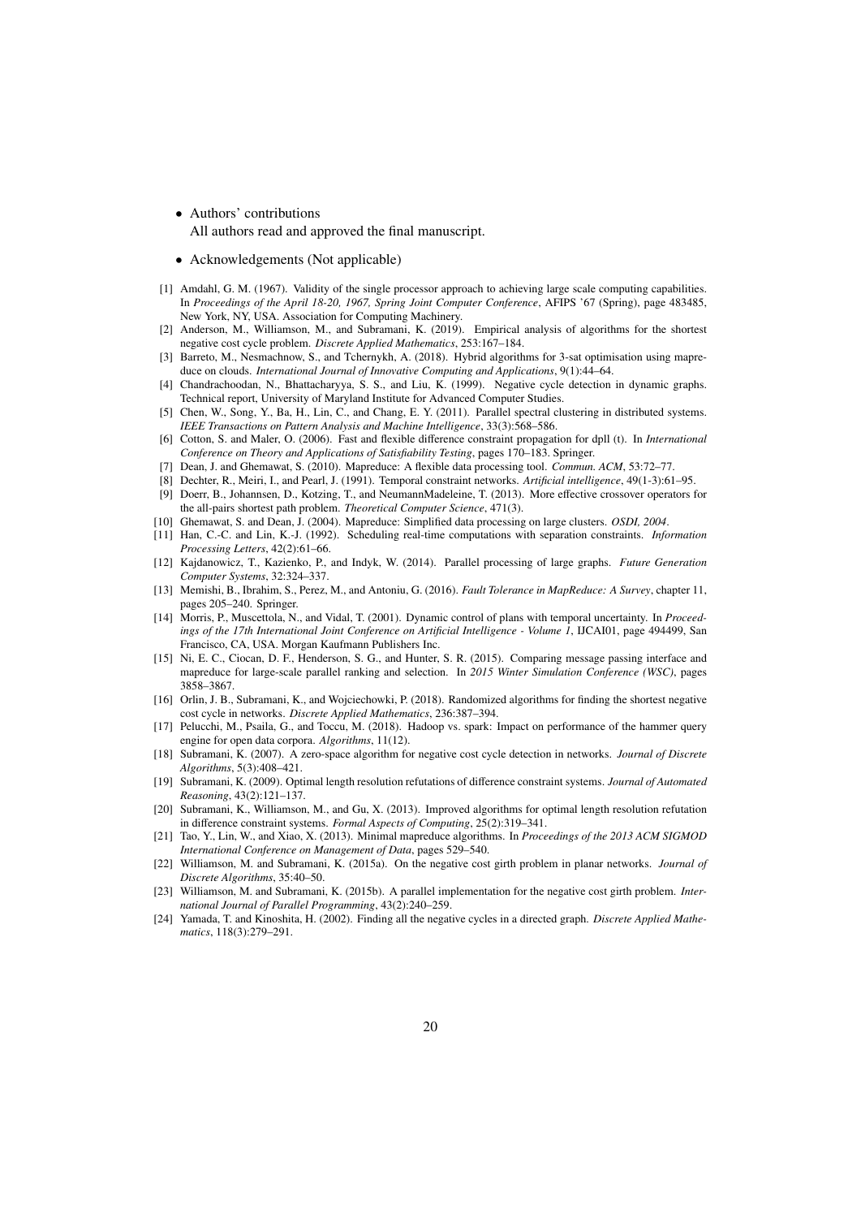- Authors' contributions
  All authors read and approved the final manuscript.

- Acknowledgements (Not applicable)

[1] Amdahl, G. M. (1967). Validity of the single processor approach to achieving large scale computing capabilities. In *Proceedings of the April 18-20, 1967, Spring Joint Computer Conference*, AFIPS '67 (Spring), page 483485, New York, NY, USA. Association for Computing Machinery.

[2] Anderson, M., Williamson, M., and Subramani, K. (2019). Empirical analysis of algorithms for the shortest negative cost cycle problem. *Discrete Applied Mathematics*, 253:167–184.

[3] Barreto, M., Nesmachnow, S., and Tchernykh, A. (2018). Hybrid algorithms for 3-sat optimisation using mapreduce on clouds. *International Journal of Innovative Computing and Applications*, 9(1):44–64.

[4] Chandrachoodan, N., Bhattacharyya, S. S., and Liu, K. (1999). Negative cycle detection in dynamic graphs. Technical report, University of Maryland Institute for Advanced Computer Studies.

[5] Chen, W., Song, Y., Ba, H., Lin, C., and Chang, E. Y. (2011). Parallel spectral clustering in distributed systems. *IEEE Transactions on Pattern Analysis and Machine Intelligence*, 33(3):568–586.

[6] Cotton, S. and Maler, O. (2006). Fast and flexible difference constraint propagation for dpll (t). In *International Conference on Theory and Applications of Satisfiability Testing*, pages 170–183. Springer.

[7] Dean, J. and Ghemawat, S. (2010). Mapreduce: A flexible data processing tool. *Commun. ACM*, 53:72–77.

[8] Dechter, R., Meiri, I., and Pearl, J. (1991). Temporal constraint networks. *Artificial intelligence*, 49(1-3):61–95.

[9] Doerr, B., Johannsen, D., Kotzing, T., and NeumannMadeleine, T. (2013). More effective crossover operators for the all-pairs shortest path problem. *Theoretical Computer Science*, 471(3).

[10] Ghemawat, S. and Dean, J. (2004). Mapreduce: Simplified data processing on large clusters. *OSDI, 2004*.

[11] Han, C.-C. and Lin, K.-J. (1992). Scheduling real-time computations with separation constraints. *Information Processing Letters*, 42(2):61–66.

[12] Kajdanowicz, T., Kazienko, P., and Indyk, W. (2014). Parallel processing of large graphs. *Future Generation Computer Systems*, 32:324–337.

[13] Memishi, B., Ibrahim, S., Perez, M., and Antoniu, G. (2016). *Fault Tolerance in MapReduce: A Survey*, chapter 11, pages 205–240. Springer.

[14] Morris, P., Muscettola, N., and Vidal, T. (2001). Dynamic control of plans with temporal uncertainty. In *Proceedings of the 17th International Joint Conference on Artificial Intelligence - Volume 1*, IJCAI01, page 494499, San Francisco, CA, USA. Morgan Kaufmann Publishers Inc.

[15] Ni, E. C., Ciocan, D. F., Henderson, S. G., and Hunter, S. R. (2015). Comparing message passing interface and mapreduce for large-scale parallel ranking and selection. In *2015 Winter Simulation Conference (WSC)*, pages 3858–3867.

[16] Orlin, J. B., Subramani, K., and Wojciechowki, P. (2018). Randomized algorithms for finding the shortest negative cost cycle in networks. *Discrete Applied Mathematics*, 236:387–394.

[17] Pelucchi, M., Psaila, G., and Toccu, M. (2018). Hadoop vs. spark: Impact on performance of the hammer query engine for open data corpora. *Algorithms*, 11(12).

[18] Subramani, K. (2007). A zero-space algorithm for negative cost cycle detection in networks. *Journal of Discrete Algorithms*, 5(3):408–421.

[19] Subramani, K. (2009). Optimal length resolution refutations of difference constraint systems. *Journal of Automated Reasoning*, 43(2):121–137.

[20] Subramani, K., Williamson, M., and Gu, X. (2013). Improved algorithms for optimal length resolution refutation in difference constraint systems. *Formal Aspects of Computing*, 25(2):319–341.

[21] Tao, Y., Lin, W., and Xiao, X. (2013). Minimal mapreduce algorithms. In *Proceedings of the 2013 ACM SIGMOD International Conference on Management of Data*, pages 529–540.

[22] Williamson, M. and Subramani, K. (2015a). On the negative cost girth problem in planar networks. *Journal of Discrete Algorithms*, 35:40–50.

[23] Williamson, M. and Subramani, K. (2015b). A parallel implementation for the negative cost girth problem. *International Journal of Parallel Programming*, 43(2):240–259.

[24] Yamada, T. and Kinoshita, H. (2002). Finding all the negative cycles in a directed graph. *Discrete Applied Mathematics*, 118(3):279–291.